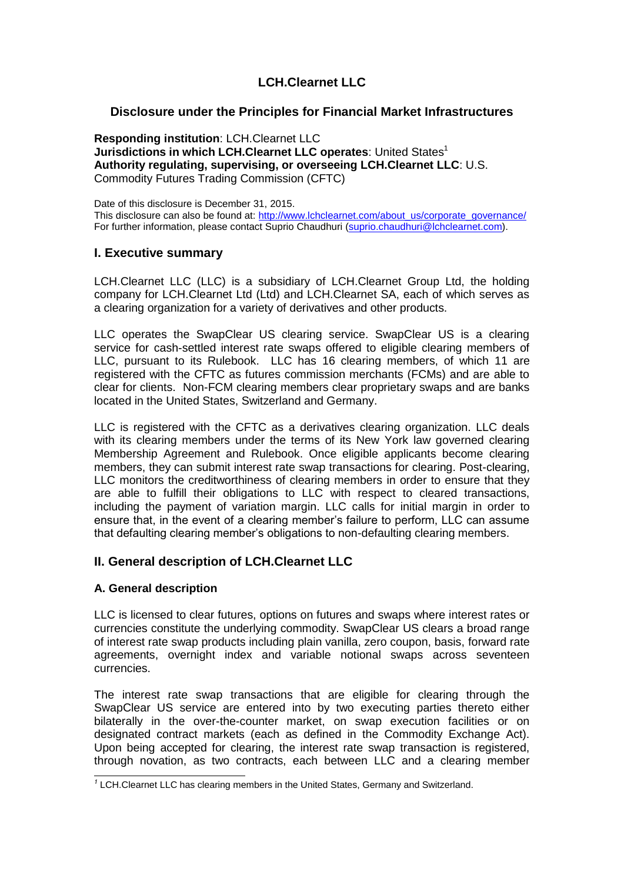# LCH.Clearnet LLC

## Disclosure under the Principles for Financial Market Infrastructures

**Responding institution**: LCH.Clearnet LLC
**Jurisdictions in which LCH.Clearnet LLC operates**: United States[1]
**Authority regulating, supervising, or overseeing LCH.Clearnet LLC**: U.S. Commodity Futures Trading Commission (CFTC)

Date of this disclosure is December 31, 2015.
This disclosure can also be found at: http://www.lchclearnet.com/about_us/corporate_governance/
For further information, please contact Suprio Chaudhuri (suprio.chaudhuri@lchclearnet.com).

## I. Executive summary

LCH.Clearnet LLC (LLC) is a subsidiary of LCH.Clearnet Group Ltd, the holding company for LCH.Clearnet Ltd (Ltd) and LCH.Clearnet SA, each of which serves as a clearing organization for a variety of derivatives and other products.

LLC operates the SwapClear US clearing service. SwapClear US is a clearing service for cash-settled interest rate swaps offered to eligible clearing members of LLC, pursuant to its Rulebook. LLC has 16 clearing members, of which 11 are registered with the CFTC as futures commission merchants (FCMs) and are able to clear for clients. Non-FCM clearing members clear proprietary swaps and are banks located in the United States, Switzerland and Germany.

LLC is registered with the CFTC as a derivatives clearing organization. LLC deals with its clearing members under the terms of its New York law governed clearing Membership Agreement and Rulebook. Once eligible applicants become clearing members, they can submit interest rate swap transactions for clearing. Post-clearing, LLC monitors the creditworthiness of clearing members in order to ensure that they are able to fulfill their obligations to LLC with respect to cleared transactions, including the payment of variation margin. LLC calls for initial margin in order to ensure that, in the event of a clearing member's failure to perform, LLC can assume that defaulting clearing member's obligations to non-defaulting clearing members.

## II. General description of LCH.Clearnet LLC

### A. General description

LLC is licensed to clear futures, options on futures and swaps where interest rates or currencies constitute the underlying commodity. SwapClear US clears a broad range of interest rate swap products including plain vanilla, zero coupon, basis, forward rate agreements, overnight index and variable notional swaps across seventeen currencies.

The interest rate swap transactions that are eligible for clearing through the SwapClear US service are entered into by two executing parties thereto either bilaterally in the over-the-counter market, on swap execution facilities or on designated contract markets (each as defined in the Commodity Exchange Act). Upon being accepted for clearing, the interest rate swap transaction is registered, through novation, as two contracts, each between LLC and a clearing member

---

[1] LCH.Clearnet LLC has clearing members in the United States, Germany and Switzerland.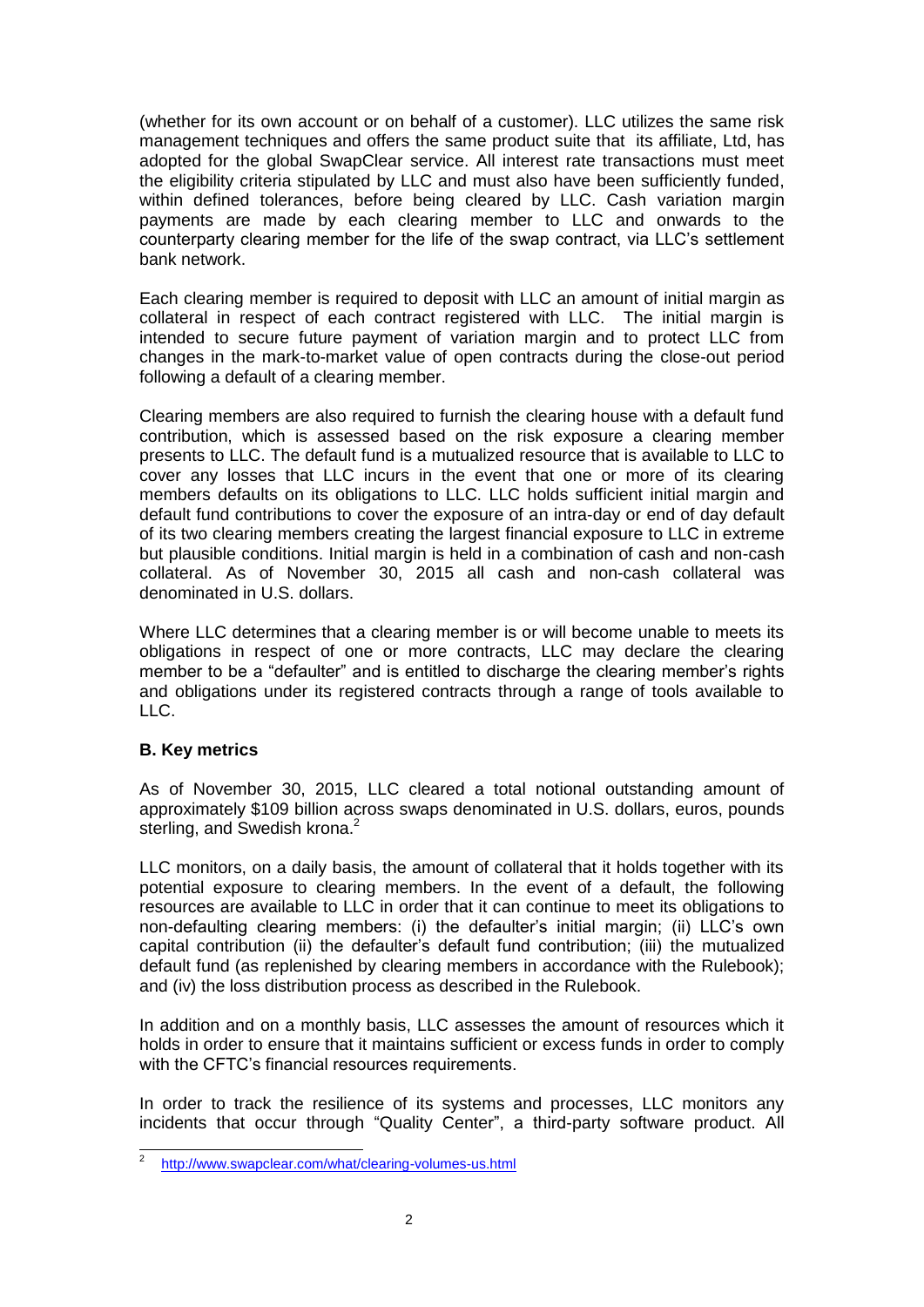(whether for its own account or on behalf of a customer). LLC utilizes the same risk management techniques and offers the same product suite that its affiliate, Ltd, has adopted for the global SwapClear service. All interest rate transactions must meet the eligibility criteria stipulated by LLC and must also have been sufficiently funded, within defined tolerances, before being cleared by LLC. Cash variation margin payments are made by each clearing member to LLC and onwards to the counterparty clearing member for the life of the swap contract, via LLC's settlement bank network.

Each clearing member is required to deposit with LLC an amount of initial margin as collateral in respect of each contract registered with LLC. The initial margin is intended to secure future payment of variation margin and to protect LLC from changes in the mark-to-market value of open contracts during the close-out period following a default of a clearing member.

Clearing members are also required to furnish the clearing house with a default fund contribution, which is assessed based on the risk exposure a clearing member presents to LLC. The default fund is a mutualized resource that is available to LLC to cover any losses that LLC incurs in the event that one or more of its clearing members defaults on its obligations to LLC. LLC holds sufficient initial margin and default fund contributions to cover the exposure of an intra-day or end of day default of its two clearing members creating the largest financial exposure to LLC in extreme but plausible conditions. Initial margin is held in a combination of cash and non-cash collateral. As of November 30, 2015 all cash and non-cash collateral was denominated in U.S. dollars.

Where LLC determines that a clearing member is or will become unable to meets its obligations in respect of one or more contracts, LLC may declare the clearing member to be a "defaulter" and is entitled to discharge the clearing member's rights and obligations under its registered contracts through a range of tools available to LLC.

**B. Key metrics**

As of November 30, 2015, LLC cleared a total notional outstanding amount of approximately $109 billion across swaps denominated in U.S. dollars, euros, pounds sterling, and Swedish krona.[2]

LLC monitors, on a daily basis, the amount of collateral that it holds together with its potential exposure to clearing members. In the event of a default, the following resources are available to LLC in order that it can continue to meet its obligations to non-defaulting clearing members: (i) the defaulter's initial margin; (ii) LLC's own capital contribution (ii) the defaulter's default fund contribution; (iii) the mutualized default fund (as replenished by clearing members in accordance with the Rulebook); and (iv) the loss distribution process as described in the Rulebook.

In addition and on a monthly basis, LLC assesses the amount of resources which it holds in order to ensure that it maintains sufficient or excess funds in order to comply with the CFTC's financial resources requirements.

In order to track the resilience of its systems and processes, LLC monitors any incidents that occur through "Quality Center", a third-party software product. All

---

[2] http://www.swapclear.com/what/clearing-volumes-us.html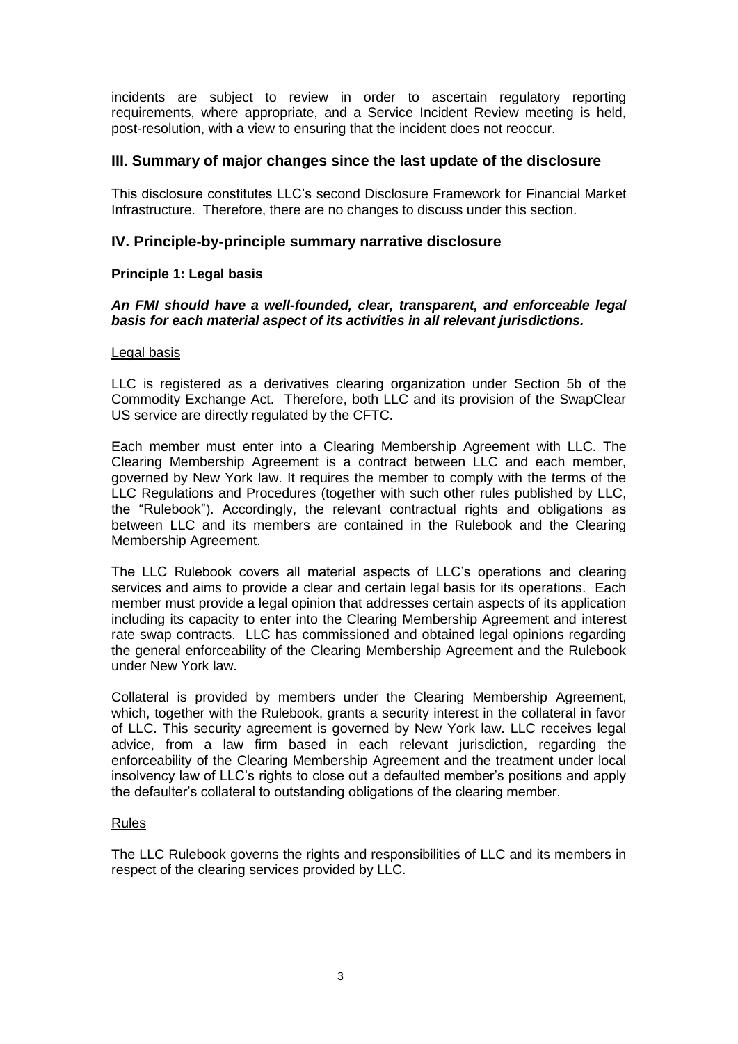incidents are subject to review in order to ascertain regulatory reporting requirements, where appropriate, and a Service Incident Review meeting is held, post-resolution, with a view to ensuring that the incident does not reoccur.

## III. Summary of major changes since the last update of the disclosure

This disclosure constitutes LLC's second Disclosure Framework for Financial Market Infrastructure. Therefore, there are no changes to discuss under this section.

## IV. Principle-by-principle summary narrative disclosure

### Principle 1: Legal basis

***An FMI should have a well-founded, clear, transparent, and enforceable legal basis for each material aspect of its activities in all relevant jurisdictions.***

Legal basis

LLC is registered as a derivatives clearing organization under Section 5b of the Commodity Exchange Act. Therefore, both LLC and its provision of the SwapClear US service are directly regulated by the CFTC.

Each member must enter into a Clearing Membership Agreement with LLC. The Clearing Membership Agreement is a contract between LLC and each member, governed by New York law. It requires the member to comply with the terms of the LLC Regulations and Procedures (together with such other rules published by LLC, the "Rulebook"). Accordingly, the relevant contractual rights and obligations as between LLC and its members are contained in the Rulebook and the Clearing Membership Agreement.

The LLC Rulebook covers all material aspects of LLC's operations and clearing services and aims to provide a clear and certain legal basis for its operations. Each member must provide a legal opinion that addresses certain aspects of its application including its capacity to enter into the Clearing Membership Agreement and interest rate swap contracts. LLC has commissioned and obtained legal opinions regarding the general enforceability of the Clearing Membership Agreement and the Rulebook under New York law.

Collateral is provided by members under the Clearing Membership Agreement, which, together with the Rulebook, grants a security interest in the collateral in favor of LLC. This security agreement is governed by New York law. LLC receives legal advice, from a law firm based in each relevant jurisdiction, regarding the enforceability of the Clearing Membership Agreement and the treatment under local insolvency law of LLC's rights to close out a defaulted member's positions and apply the defaulter's collateral to outstanding obligations of the clearing member.

Rules

The LLC Rulebook governs the rights and responsibilities of LLC and its members in respect of the clearing services provided by LLC.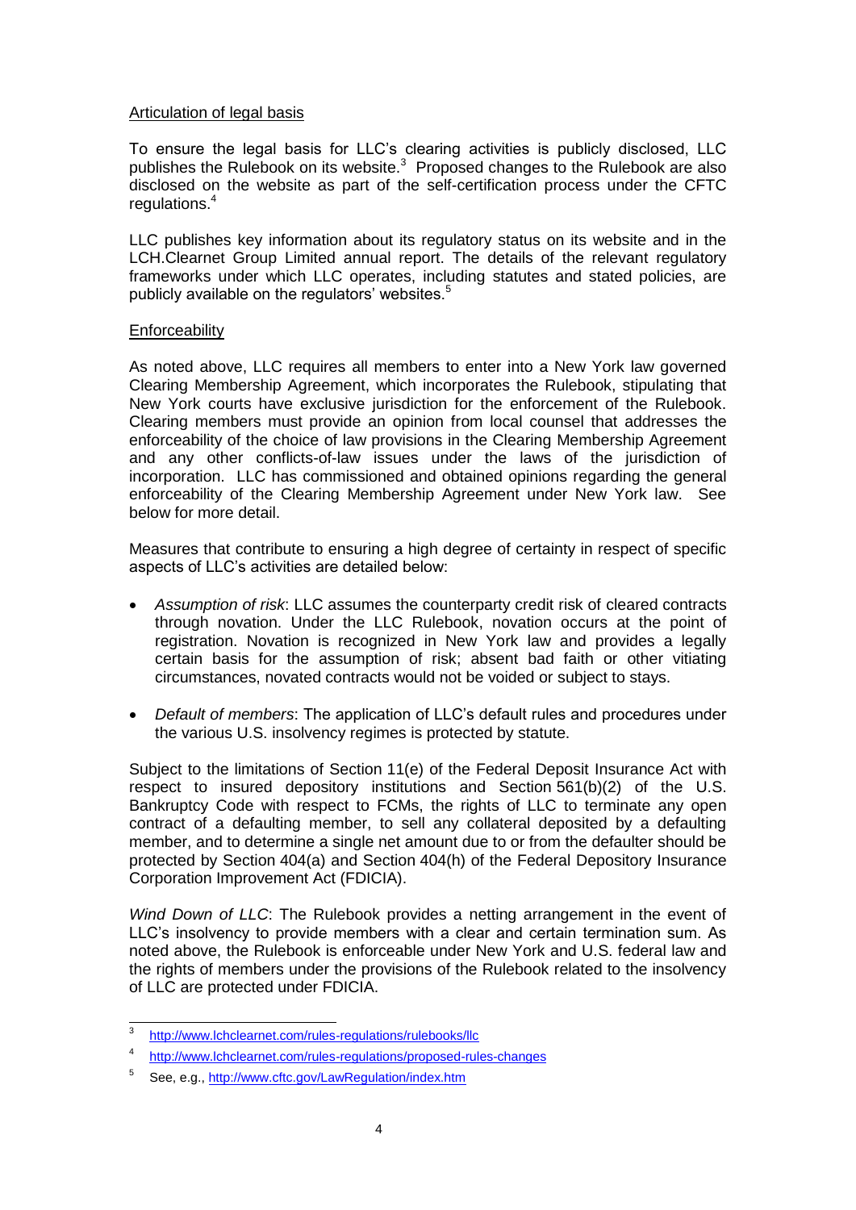Articulation of legal basis

To ensure the legal basis for LLC's clearing activities is publicly disclosed, LLC publishes the Rulebook on its website.[3] Proposed changes to the Rulebook are also disclosed on the website as part of the self-certification process under the CFTC regulations.[4]

LLC publishes key information about its regulatory status on its website and in the LCH.Clearnet Group Limited annual report. The details of the relevant regulatory frameworks under which LLC operates, including statutes and stated policies, are publicly available on the regulators' websites.[5]

Enforceability

As noted above, LLC requires all members to enter into a New York law governed Clearing Membership Agreement, which incorporates the Rulebook, stipulating that New York courts have exclusive jurisdiction for the enforcement of the Rulebook. Clearing members must provide an opinion from local counsel that addresses the enforceability of the choice of law provisions in the Clearing Membership Agreement and any other conflicts-of-law issues under the laws of the jurisdiction of incorporation. LLC has commissioned and obtained opinions regarding the general enforceability of the Clearing Membership Agreement under New York law. See below for more detail.

Measures that contribute to ensuring a high degree of certainty in respect of specific aspects of LLC's activities are detailed below:

- *Assumption of risk*: LLC assumes the counterparty credit risk of cleared contracts through novation. Under the LLC Rulebook, novation occurs at the point of registration. Novation is recognized in New York law and provides a legally certain basis for the assumption of risk; absent bad faith or other vitiating circumstances, novated contracts would not be voided or subject to stays.
- *Default of members*: The application of LLC's default rules and procedures under the various U.S. insolvency regimes is protected by statute.

Subject to the limitations of Section 11(e) of the Federal Deposit Insurance Act with respect to insured depository institutions and Section 561(b)(2) of the U.S. Bankruptcy Code with respect to FCMs, the rights of LLC to terminate any open contract of a defaulting member, to sell any collateral deposited by a defaulting member, and to determine a single net amount due to or from the defaulter should be protected by Section 404(a) and Section 404(h) of the Federal Depository Insurance Corporation Improvement Act (FDICIA).

*Wind Down of LLC*: The Rulebook provides a netting arrangement in the event of LLC's insolvency to provide members with a clear and certain termination sum. As noted above, the Rulebook is enforceable under New York and U.S. federal law and the rights of members under the provisions of the Rulebook related to the insolvency of LLC are protected under FDICIA.

---

[3] http://www.lchclearnet.com/rules-regulations/rulebooks/llc

[4] http://www.lchclearnet.com/rules-regulations/proposed-rules-changes

[5] See, e.g., http://www.cftc.gov/LawRegulation/index.htm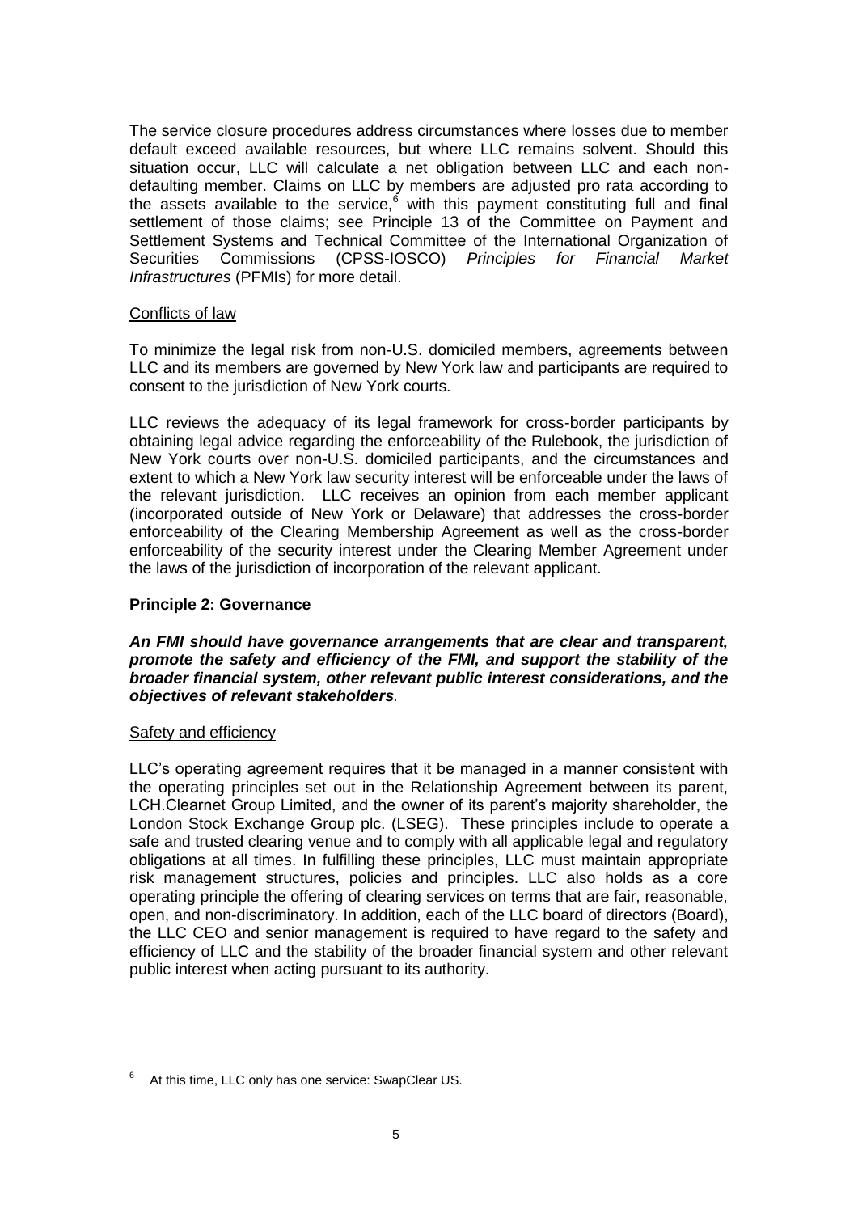The service closure procedures address circumstances where losses due to member default exceed available resources, but where LLC remains solvent. Should this situation occur, LLC will calculate a net obligation between LLC and each non-defaulting member. Claims on LLC by members are adjusted pro rata according to the assets available to the service,[6] with this payment constituting full and final settlement of those claims; see Principle 13 of the Committee on Payment and Settlement Systems and Technical Committee of the International Organization of Securities Commissions (CPSS-IOSCO) *Principles for Financial Market Infrastructures* (PFMIs) for more detail.

Conflicts of law

To minimize the legal risk from non-U.S. domiciled members, agreements between LLC and its members are governed by New York law and participants are required to consent to the jurisdiction of New York courts.

LLC reviews the adequacy of its legal framework for cross-border participants by obtaining legal advice regarding the enforceability of the Rulebook, the jurisdiction of New York courts over non-U.S. domiciled participants, and the circumstances and extent to which a New York law security interest will be enforceable under the laws of the relevant jurisdiction. LLC receives an opinion from each member applicant (incorporated outside of New York or Delaware) that addresses the cross-border enforceability of the Clearing Membership Agreement as well as the cross-border enforceability of the security interest under the Clearing Member Agreement under the laws of the jurisdiction of incorporation of the relevant applicant.

**Principle 2: Governance**

***An FMI should have governance arrangements that are clear and transparent, promote the safety and efficiency of the FMI, and support the stability of the broader financial system, other relevant public interest considerations, and the objectives of relevant stakeholders*.**

Safety and efficiency

LLC's operating agreement requires that it be managed in a manner consistent with the operating principles set out in the Relationship Agreement between its parent, LCH.Clearnet Group Limited, and the owner of its parent's majority shareholder, the London Stock Exchange Group plc. (LSEG). These principles include to operate a safe and trusted clearing venue and to comply with all applicable legal and regulatory obligations at all times. In fulfilling these principles, LLC must maintain appropriate risk management structures, policies and principles. LLC also holds as a core operating principle the offering of clearing services on terms that are fair, reasonable, open, and non-discriminatory. In addition, each of the LLC board of directors (Board), the LLC CEO and senior management is required to have regard to the safety and efficiency of LLC and the stability of the broader financial system and other relevant public interest when acting pursuant to its authority.

[6] At this time, LLC only has one service: SwapClear US.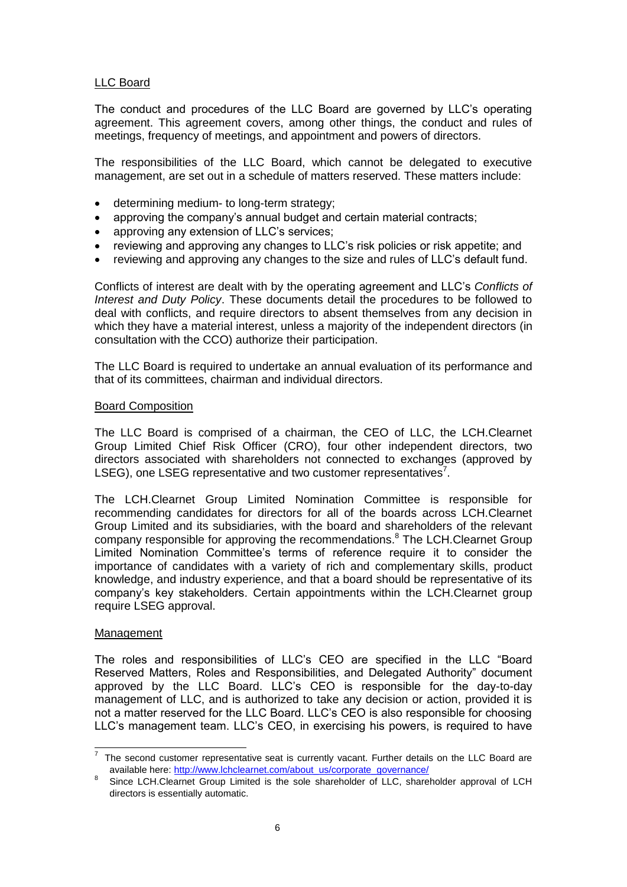LLC Board

The conduct and procedures of the LLC Board are governed by LLC's operating agreement. This agreement covers, among other things, the conduct and rules of meetings, frequency of meetings, and appointment and powers of directors.

The responsibilities of the LLC Board, which cannot be delegated to executive management, are set out in a schedule of matters reserved. These matters include:

- determining medium- to long-term strategy;
- approving the company's annual budget and certain material contracts;
- approving any extension of LLC's services;
- reviewing and approving any changes to LLC's risk policies or risk appetite; and
- reviewing and approving any changes to the size and rules of LLC's default fund.

Conflicts of interest are dealt with by the operating agreement and LLC's *Conflicts of Interest and Duty Policy*. These documents detail the procedures to be followed to deal with conflicts, and require directors to absent themselves from any decision in which they have a material interest, unless a majority of the independent directors (in consultation with the CCO) authorize their participation.

The LLC Board is required to undertake an annual evaluation of its performance and that of its committees, chairman and individual directors.

Board Composition

The LLC Board is comprised of a chairman, the CEO of LLC, the LCH.Clearnet Group Limited Chief Risk Officer (CRO), four other independent directors, two directors associated with shareholders not connected to exchanges (approved by LSEG), one LSEG representative and two customer representatives[7].

The LCH.Clearnet Group Limited Nomination Committee is responsible for recommending candidates for directors for all of the boards across LCH.Clearnet Group Limited and its subsidiaries, with the board and shareholders of the relevant company responsible for approving the recommendations.[8] The LCH.Clearnet Group Limited Nomination Committee's terms of reference require it to consider the importance of candidates with a variety of rich and complementary skills, product knowledge, and industry experience, and that a board should be representative of its company's key stakeholders. Certain appointments within the LCH.Clearnet group require LSEG approval.

Management

The roles and responsibilities of LLC's CEO are specified in the LLC "Board Reserved Matters, Roles and Responsibilities, and Delegated Authority" document approved by the LLC Board. LLC's CEO is responsible for the day-to-day management of LLC, and is authorized to take any decision or action, provided it is not a matter reserved for the LLC Board. LLC's CEO is also responsible for choosing LLC's management team. LLC's CEO, in exercising his powers, is required to have

---

[7] The second customer representative seat is currently vacant. Further details on the LLC Board are available here: http://www.lchclearnet.com/about_us/corporate_governance/

[8] Since LCH.Clearnet Group Limited is the sole shareholder of LLC, shareholder approval of LCH directors is essentially automatic.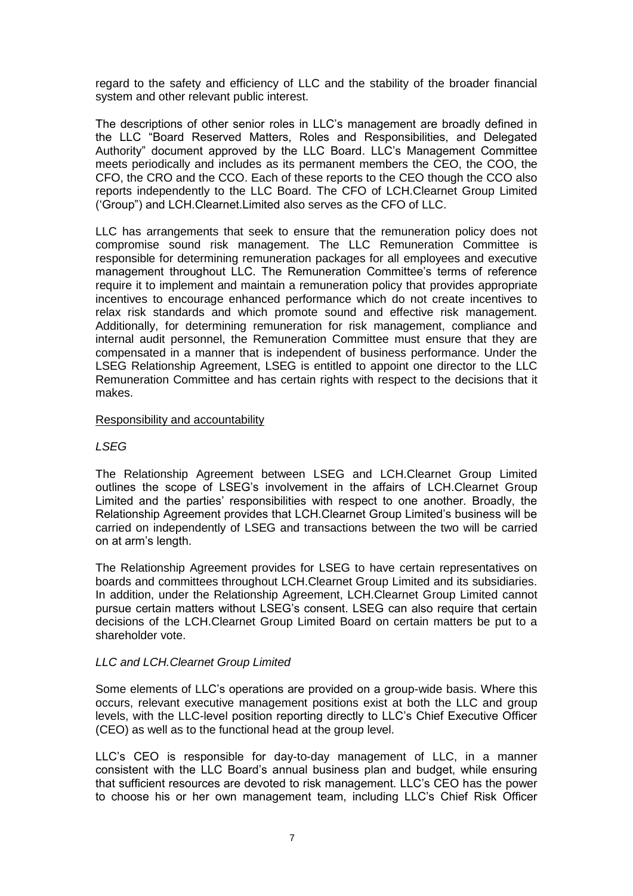regard to the safety and efficiency of LLC and the stability of the broader financial system and other relevant public interest.

The descriptions of other senior roles in LLC's management are broadly defined in the LLC "Board Reserved Matters, Roles and Responsibilities, and Delegated Authority" document approved by the LLC Board. LLC's Management Committee meets periodically and includes as its permanent members the CEO, the COO, the CFO, the CRO and the CCO. Each of these reports to the CEO though the CCO also reports independently to the LLC Board. The CFO of LCH.Clearnet Group Limited ('Group") and LCH.Clearnet.Limited also serves as the CFO of LLC.

LLC has arrangements that seek to ensure that the remuneration policy does not compromise sound risk management. The LLC Remuneration Committee is responsible for determining remuneration packages for all employees and executive management throughout LLC. The Remuneration Committee's terms of reference require it to implement and maintain a remuneration policy that provides appropriate incentives to encourage enhanced performance which do not create incentives to relax risk standards and which promote sound and effective risk management. Additionally, for determining remuneration for risk management, compliance and internal audit personnel, the Remuneration Committee must ensure that they are compensated in a manner that is independent of business performance. Under the LSEG Relationship Agreement, LSEG is entitled to appoint one director to the LLC Remuneration Committee and has certain rights with respect to the decisions that it makes.

Responsibility and accountability

*LSEG*

The Relationship Agreement between LSEG and LCH.Clearnet Group Limited outlines the scope of LSEG's involvement in the affairs of LCH.Clearnet Group Limited and the parties' responsibilities with respect to one another. Broadly, the Relationship Agreement provides that LCH.Clearnet Group Limited's business will be carried on independently of LSEG and transactions between the two will be carried on at arm's length.

The Relationship Agreement provides for LSEG to have certain representatives on boards and committees throughout LCH.Clearnet Group Limited and its subsidiaries. In addition, under the Relationship Agreement, LCH.Clearnet Group Limited cannot pursue certain matters without LSEG's consent. LSEG can also require that certain decisions of the LCH.Clearnet Group Limited Board on certain matters be put to a shareholder vote.

*LLC and LCH.Clearnet Group Limited*

Some elements of LLC's operations are provided on a group-wide basis. Where this occurs, relevant executive management positions exist at both the LLC and group levels, with the LLC-level position reporting directly to LLC's Chief Executive Officer (CEO) as well as to the functional head at the group level.

LLC's CEO is responsible for day-to-day management of LLC, in a manner consistent with the LLC Board's annual business plan and budget, while ensuring that sufficient resources are devoted to risk management. LLC's CEO has the power to choose his or her own management team, including LLC's Chief Risk Officer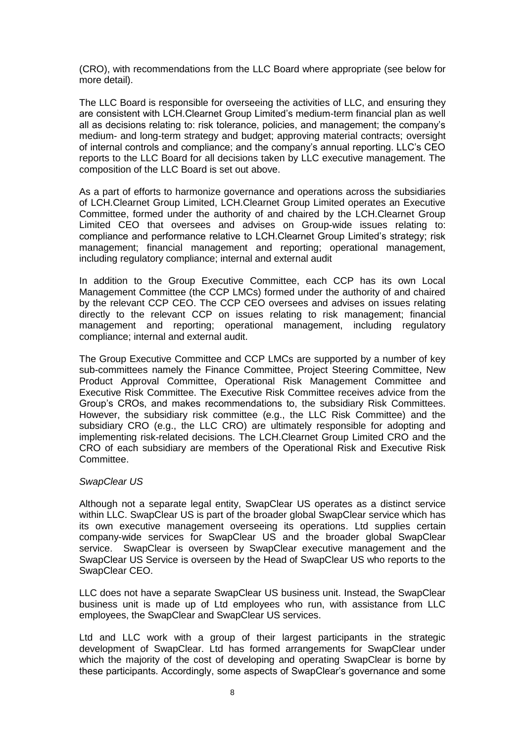(CRO), with recommendations from the LLC Board where appropriate (see below for more detail).

The LLC Board is responsible for overseeing the activities of LLC, and ensuring they are consistent with LCH.Clearnet Group Limited's medium-term financial plan as well all as decisions relating to: risk tolerance, policies, and management; the company's medium- and long-term strategy and budget; approving material contracts; oversight of internal controls and compliance; and the company's annual reporting. LLC's CEO reports to the LLC Board for all decisions taken by LLC executive management. The composition of the LLC Board is set out above.

As a part of efforts to harmonize governance and operations across the subsidiaries of LCH.Clearnet Group Limited, LCH.Clearnet Group Limited operates an Executive Committee, formed under the authority of and chaired by the LCH.Clearnet Group Limited CEO that oversees and advises on Group-wide issues relating to: compliance and performance relative to LCH.Clearnet Group Limited's strategy; risk management; financial management and reporting; operational management, including regulatory compliance; internal and external audit

In addition to the Group Executive Committee, each CCP has its own Local Management Committee (the CCP LMCs) formed under the authority of and chaired by the relevant CCP CEO. The CCP CEO oversees and advises on issues relating directly to the relevant CCP on issues relating to risk management; financial management and reporting; operational management, including regulatory compliance; internal and external audit.

The Group Executive Committee and CCP LMCs are supported by a number of key sub-committees namely the Finance Committee, Project Steering Committee, New Product Approval Committee, Operational Risk Management Committee and Executive Risk Committee. The Executive Risk Committee receives advice from the Group's CROs, and makes recommendations to, the subsidiary Risk Committees. However, the subsidiary risk committee (e.g., the LLC Risk Committee) and the subsidiary CRO (e.g., the LLC CRO) are ultimately responsible for adopting and implementing risk-related decisions. The LCH.Clearnet Group Limited CRO and the CRO of each subsidiary are members of the Operational Risk and Executive Risk Committee.

*SwapClear US*

Although not a separate legal entity, SwapClear US operates as a distinct service within LLC. SwapClear US is part of the broader global SwapClear service which has its own executive management overseeing its operations. Ltd supplies certain company-wide services for SwapClear US and the broader global SwapClear service. SwapClear is overseen by SwapClear executive management and the SwapClear US Service is overseen by the Head of SwapClear US who reports to the SwapClear CEO.

LLC does not have a separate SwapClear US business unit. Instead, the SwapClear business unit is made up of Ltd employees who run, with assistance from LLC employees, the SwapClear and SwapClear US services.

Ltd and LLC work with a group of their largest participants in the strategic development of SwapClear. Ltd has formed arrangements for SwapClear under which the majority of the cost of developing and operating SwapClear is borne by these participants. Accordingly, some aspects of SwapClear's governance and some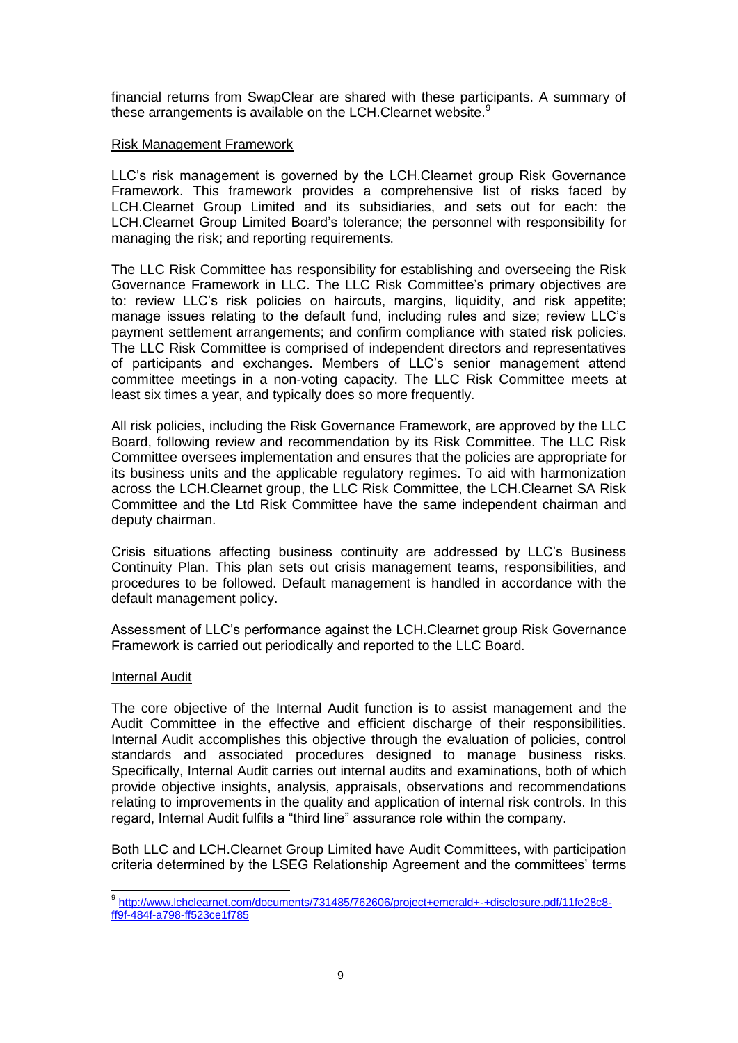financial returns from SwapClear are shared with these participants. A summary of these arrangements is available on the LCH.Clearnet website.[9]

Risk Management Framework

LLC's risk management is governed by the LCH.Clearnet group Risk Governance Framework. This framework provides a comprehensive list of risks faced by LCH.Clearnet Group Limited and its subsidiaries, and sets out for each: the LCH.Clearnet Group Limited Board's tolerance; the personnel with responsibility for managing the risk; and reporting requirements.

The LLC Risk Committee has responsibility for establishing and overseeing the Risk Governance Framework in LLC. The LLC Risk Committee's primary objectives are to: review LLC's risk policies on haircuts, margins, liquidity, and risk appetite; manage issues relating to the default fund, including rules and size; review LLC's payment settlement arrangements; and confirm compliance with stated risk policies. The LLC Risk Committee is comprised of independent directors and representatives of participants and exchanges. Members of LLC's senior management attend committee meetings in a non-voting capacity. The LLC Risk Committee meets at least six times a year, and typically does so more frequently.

All risk policies, including the Risk Governance Framework, are approved by the LLC Board, following review and recommendation by its Risk Committee. The LLC Risk Committee oversees implementation and ensures that the policies are appropriate for its business units and the applicable regulatory regimes. To aid with harmonization across the LCH.Clearnet group, the LLC Risk Committee, the LCH.Clearnet SA Risk Committee and the Ltd Risk Committee have the same independent chairman and deputy chairman.

Crisis situations affecting business continuity are addressed by LLC's Business Continuity Plan. This plan sets out crisis management teams, responsibilities, and procedures to be followed. Default management is handled in accordance with the default management policy.

Assessment of LLC's performance against the LCH.Clearnet group Risk Governance Framework is carried out periodically and reported to the LLC Board.

Internal Audit

The core objective of the Internal Audit function is to assist management and the Audit Committee in the effective and efficient discharge of their responsibilities. Internal Audit accomplishes this objective through the evaluation of policies, control standards and associated procedures designed to manage business risks. Specifically, Internal Audit carries out internal audits and examinations, both of which provide objective insights, analysis, appraisals, observations and recommendations relating to improvements in the quality and application of internal risk controls. In this regard, Internal Audit fulfils a "third line" assurance role within the company.

Both LLC and LCH.Clearnet Group Limited have Audit Committees, with participation criteria determined by the LSEG Relationship Agreement and the committees' terms

---

[9] http://www.lchclearnet.com/documents/731485/762606/project+emerald+-+disclosure.pdf/11fe28c8-ff9f-484f-a798-ff523ce1f785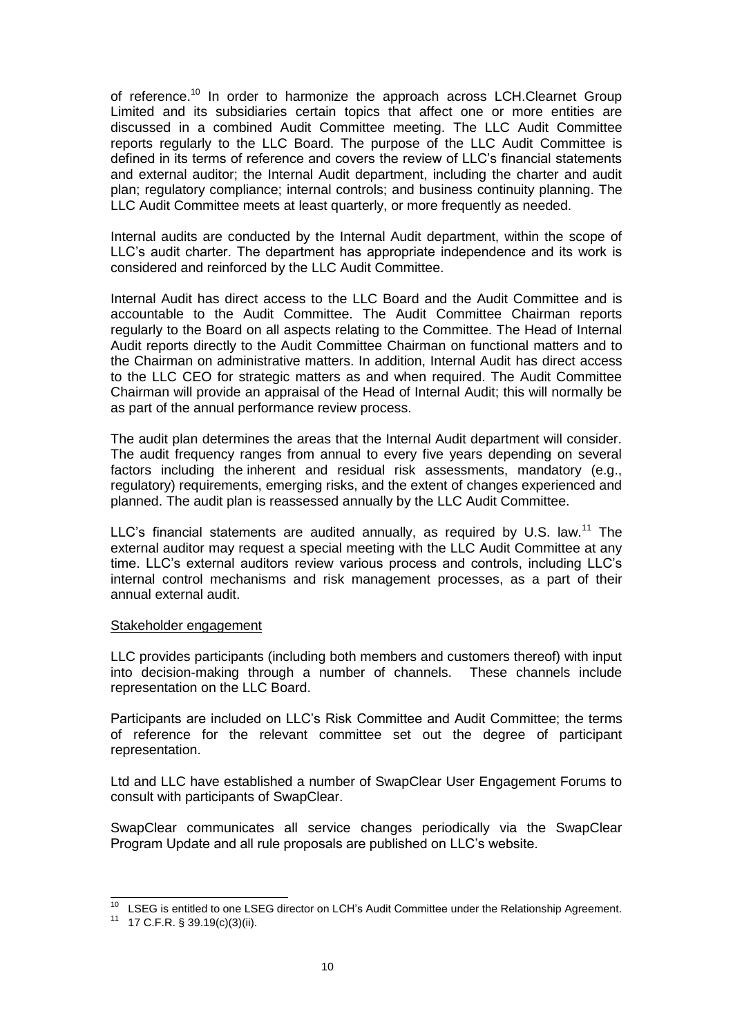of reference.[10] In order to harmonize the approach across LCH.Clearnet Group Limited and its subsidiaries certain topics that affect one or more entities are discussed in a combined Audit Committee meeting. The LLC Audit Committee reports regularly to the LLC Board. The purpose of the LLC Audit Committee is defined in its terms of reference and covers the review of LLC's financial statements and external auditor; the Internal Audit department, including the charter and audit plan; regulatory compliance; internal controls; and business continuity planning. The LLC Audit Committee meets at least quarterly, or more frequently as needed.

Internal audits are conducted by the Internal Audit department, within the scope of LLC's audit charter. The department has appropriate independence and its work is considered and reinforced by the LLC Audit Committee.

Internal Audit has direct access to the LLC Board and the Audit Committee and is accountable to the Audit Committee. The Audit Committee Chairman reports regularly to the Board on all aspects relating to the Committee. The Head of Internal Audit reports directly to the Audit Committee Chairman on functional matters and to the Chairman on administrative matters. In addition, Internal Audit has direct access to the LLC CEO for strategic matters as and when required. The Audit Committee Chairman will provide an appraisal of the Head of Internal Audit; this will normally be as part of the annual performance review process.

The audit plan determines the areas that the Internal Audit department will consider. The audit frequency ranges from annual to every five years depending on several factors including the inherent and residual risk assessments, mandatory (e.g., regulatory) requirements, emerging risks, and the extent of changes experienced and planned. The audit plan is reassessed annually by the LLC Audit Committee.

LLC's financial statements are audited annually, as required by U.S. law.[11] The external auditor may request a special meeting with the LLC Audit Committee at any time. LLC's external auditors review various process and controls, including LLC's internal control mechanisms and risk management processes, as a part of their annual external audit.

Stakeholder engagement

LLC provides participants (including both members and customers thereof) with input into decision-making through a number of channels. These channels include representation on the LLC Board.

Participants are included on LLC's Risk Committee and Audit Committee; the terms of reference for the relevant committee set out the degree of participant representation.

Ltd and LLC have established a number of SwapClear User Engagement Forums to consult with participants of SwapClear.

SwapClear communicates all service changes periodically via the SwapClear Program Update and all rule proposals are published on LLC's website.

---

[10] LSEG is entitled to one LSEG director on LCH's Audit Committee under the Relationship Agreement.

[11] 17 C.F.R. § 39.19(c)(3)(ii).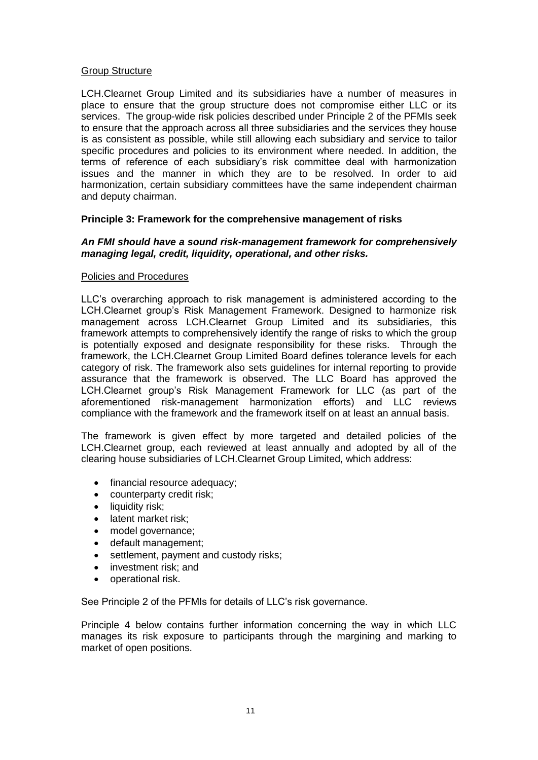Group Structure

LCH.Clearnet Group Limited and its subsidiaries have a number of measures in place to ensure that the group structure does not compromise either LLC or its services. The group-wide risk policies described under Principle 2 of the PFMIs seek to ensure that the approach across all three subsidiaries and the services they house is as consistent as possible, while still allowing each subsidiary and service to tailor specific procedures and policies to its environment where needed. In addition, the terms of reference of each subsidiary's risk committee deal with harmonization issues and the manner in which they are to be resolved. In order to aid harmonization, certain subsidiary committees have the same independent chairman and deputy chairman.

**Principle 3: Framework for the comprehensive management of risks**

***An FMI should have a sound risk-management framework for comprehensively managing legal, credit, liquidity, operational, and other risks.***

Policies and Procedures

LLC's overarching approach to risk management is administered according to the LCH.Clearnet group's Risk Management Framework. Designed to harmonize risk management across LCH.Clearnet Group Limited and its subsidiaries, this framework attempts to comprehensively identify the range of risks to which the group is potentially exposed and designate responsibility for these risks. Through the framework, the LCH.Clearnet Group Limited Board defines tolerance levels for each category of risk. The framework also sets guidelines for internal reporting to provide assurance that the framework is observed. The LLC Board has approved the LCH.Clearnet group's Risk Management Framework for LLC (as part of the aforementioned risk-management harmonization efforts) and LLC reviews compliance with the framework and the framework itself on at least an annual basis.

The framework is given effect by more targeted and detailed policies of the LCH.Clearnet group, each reviewed at least annually and adopted by all of the clearing house subsidiaries of LCH.Clearnet Group Limited, which address:

- financial resource adequacy;
- counterparty credit risk;
- liquidity risk;
- latent market risk;
- model governance;
- default management;
- settlement, payment and custody risks;
- investment risk; and
- operational risk.

See Principle 2 of the PFMIs for details of LLC's risk governance.

Principle 4 below contains further information concerning the way in which LLC manages its risk exposure to participants through the margining and marking to market of open positions.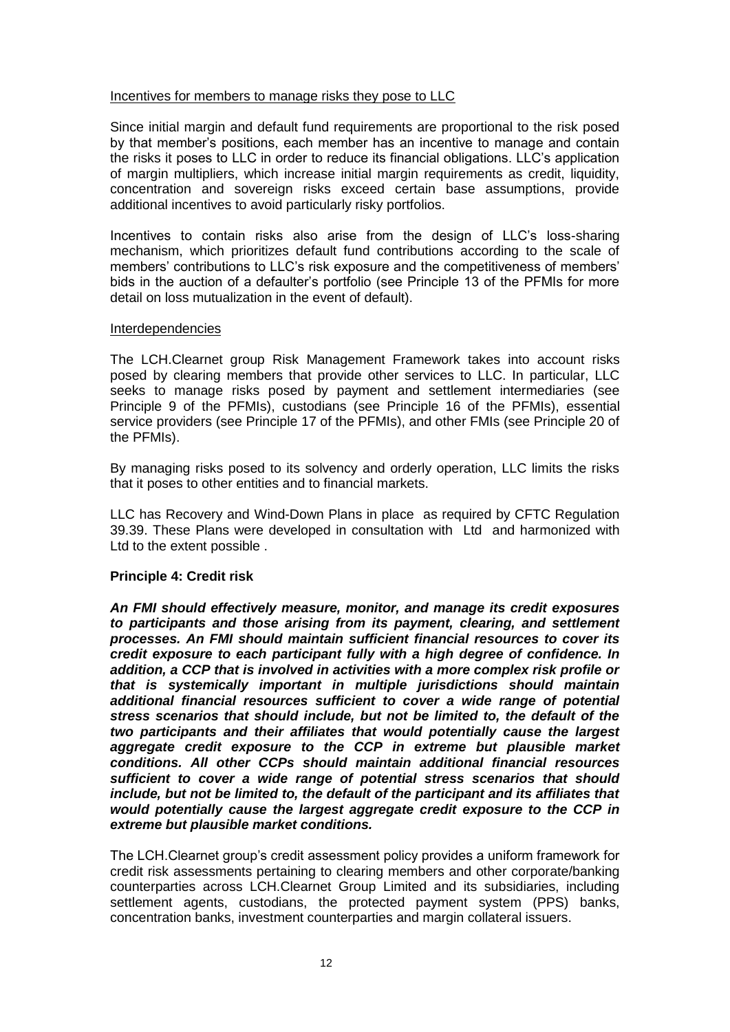Incentives for members to manage risks they pose to LLC

Since initial margin and default fund requirements are proportional to the risk posed by that member's positions, each member has an incentive to manage and contain the risks it poses to LLC in order to reduce its financial obligations. LLC's application of margin multipliers, which increase initial margin requirements as credit, liquidity, concentration and sovereign risks exceed certain base assumptions, provide additional incentives to avoid particularly risky portfolios.

Incentives to contain risks also arise from the design of LLC's loss-sharing mechanism, which prioritizes default fund contributions according to the scale of members' contributions to LLC's risk exposure and the competitiveness of members' bids in the auction of a defaulter's portfolio (see Principle 13 of the PFMIs for more detail on loss mutualization in the event of default).

Interdependencies

The LCH.Clearnet group Risk Management Framework takes into account risks posed by clearing members that provide other services to LLC. In particular, LLC seeks to manage risks posed by payment and settlement intermediaries (see Principle 9 of the PFMIs), custodians (see Principle 16 of the PFMIs), essential service providers (see Principle 17 of the PFMIs), and other FMIs (see Principle 20 of the PFMIs).

By managing risks posed to its solvency and orderly operation, LLC limits the risks that it poses to other entities and to financial markets.

LLC has Recovery and Wind-Down Plans in place as required by CFTC Regulation 39.39. These Plans were developed in consultation with Ltd and harmonized with Ltd to the extent possible .

**Principle 4: Credit risk**

***An FMI should effectively measure, monitor, and manage its credit exposures to participants and those arising from its payment, clearing, and settlement processes. An FMI should maintain sufficient financial resources to cover its credit exposure to each participant fully with a high degree of confidence. In addition, a CCP that is involved in activities with a more complex risk profile or that is systemically important in multiple jurisdictions should maintain additional financial resources sufficient to cover a wide range of potential stress scenarios that should include, but not be limited to, the default of the two participants and their affiliates that would potentially cause the largest aggregate credit exposure to the CCP in extreme but plausible market conditions. All other CCPs should maintain additional financial resources sufficient to cover a wide range of potential stress scenarios that should include, but not be limited to, the default of the participant and its affiliates that would potentially cause the largest aggregate credit exposure to the CCP in extreme but plausible market conditions.***

The LCH.Clearnet group's credit assessment policy provides a uniform framework for credit risk assessments pertaining to clearing members and other corporate/banking counterparties across LCH.Clearnet Group Limited and its subsidiaries, including settlement agents, custodians, the protected payment system (PPS) banks, concentration banks, investment counterparties and margin collateral issuers.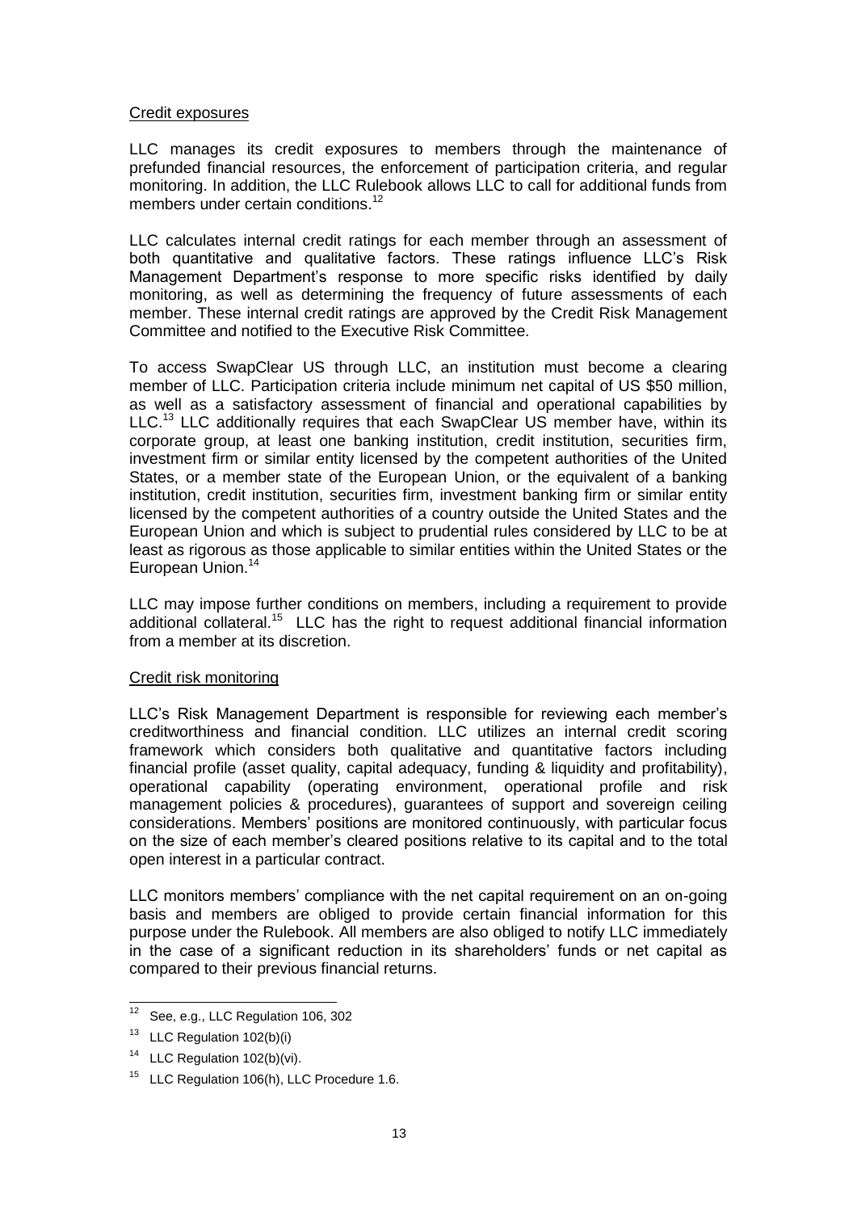Credit exposures

LLC manages its credit exposures to members through the maintenance of prefunded financial resources, the enforcement of participation criteria, and regular monitoring. In addition, the LLC Rulebook allows LLC to call for additional funds from members under certain conditions.[12]

LLC calculates internal credit ratings for each member through an assessment of both quantitative and qualitative factors. These ratings influence LLC's Risk Management Department's response to more specific risks identified by daily monitoring, as well as determining the frequency of future assessments of each member. These internal credit ratings are approved by the Credit Risk Management Committee and notified to the Executive Risk Committee.

To access SwapClear US through LLC, an institution must become a clearing member of LLC. Participation criteria include minimum net capital of US $50 million, as well as a satisfactory assessment of financial and operational capabilities by LLC.[13] LLC additionally requires that each SwapClear US member have, within its corporate group, at least one banking institution, credit institution, securities firm, investment firm or similar entity licensed by the competent authorities of the United States, or a member state of the European Union, or the equivalent of a banking institution, credit institution, securities firm, investment banking firm or similar entity licensed by the competent authorities of a country outside the United States and the European Union and which is subject to prudential rules considered by LLC to be at least as rigorous as those applicable to similar entities within the United States or the European Union.[14]

LLC may impose further conditions on members, including a requirement to provide additional collateral.[15] LLC has the right to request additional financial information from a member at its discretion.

Credit risk monitoring

LLC's Risk Management Department is responsible for reviewing each member's creditworthiness and financial condition. LLC utilizes an internal credit scoring framework which considers both qualitative and quantitative factors including financial profile (asset quality, capital adequacy, funding & liquidity and profitability), operational capability (operating environment, operational profile and risk management policies & procedures), guarantees of support and sovereign ceiling considerations. Members' positions are monitored continuously, with particular focus on the size of each member's cleared positions relative to its capital and to the total open interest in a particular contract.

LLC monitors members' compliance with the net capital requirement on an on-going basis and members are obliged to provide certain financial information for this purpose under the Rulebook. All members are also obliged to notify LLC immediately in the case of a significant reduction in its shareholders' funds or net capital as compared to their previous financial returns.

---

[12] See, e.g., LLC Regulation 106, 302

[13] LLC Regulation 102(b)(i)

[14] LLC Regulation 102(b)(vi).

[15] LLC Regulation 106(h), LLC Procedure 1.6.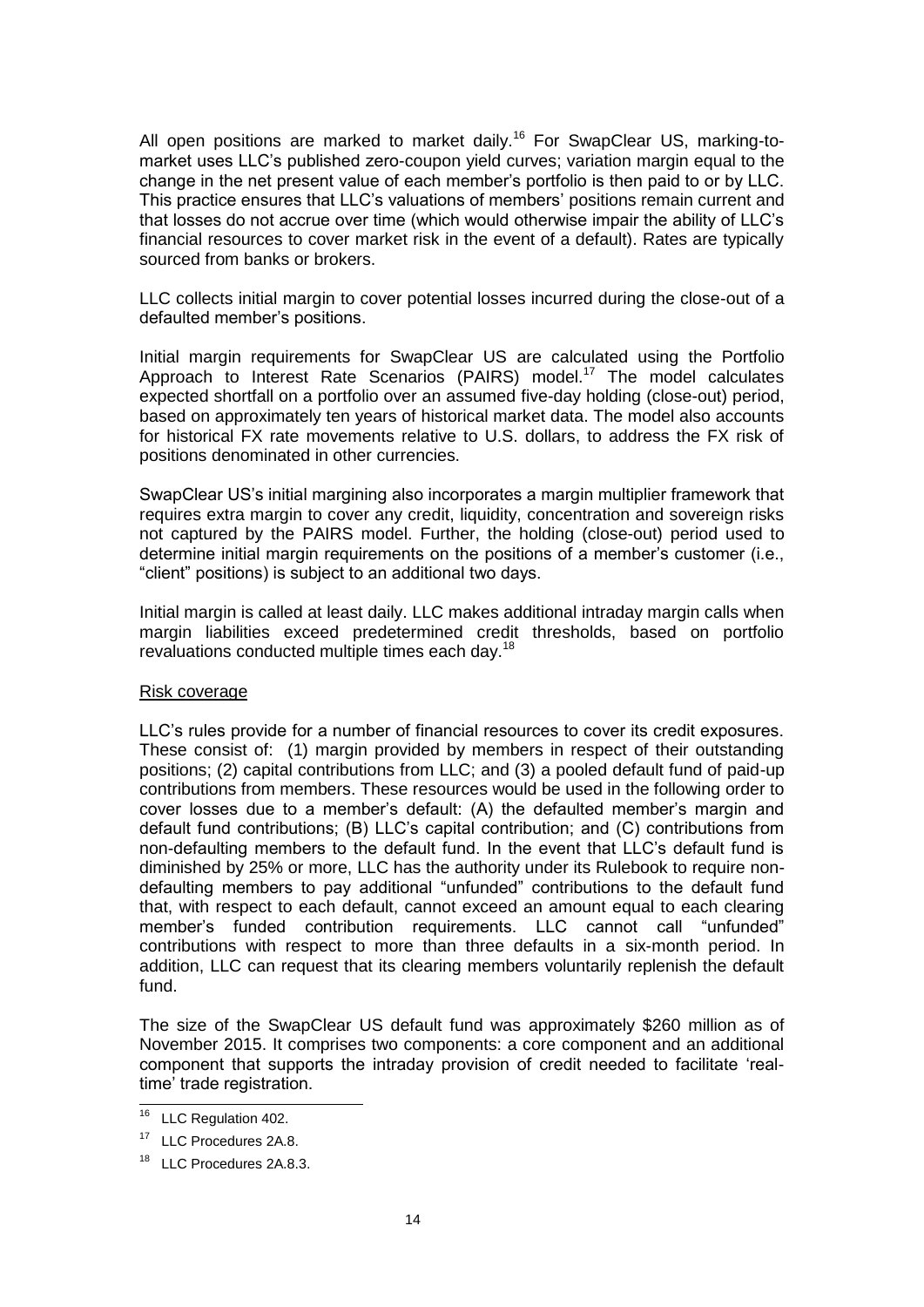All open positions are marked to market daily.[16] For SwapClear US, marking-to-market uses LLC's published zero-coupon yield curves; variation margin equal to the change in the net present value of each member's portfolio is then paid to or by LLC. This practice ensures that LLC's valuations of members' positions remain current and that losses do not accrue over time (which would otherwise impair the ability of LLC's financial resources to cover market risk in the event of a default). Rates are typically sourced from banks or brokers.

LLC collects initial margin to cover potential losses incurred during the close-out of a defaulted member's positions.

Initial margin requirements for SwapClear US are calculated using the Portfolio Approach to Interest Rate Scenarios (PAIRS) model.[17] The model calculates expected shortfall on a portfolio over an assumed five-day holding (close-out) period, based on approximately ten years of historical market data. The model also accounts for historical FX rate movements relative to U.S. dollars, to address the FX risk of positions denominated in other currencies.

SwapClear US's initial margining also incorporates a margin multiplier framework that requires extra margin to cover any credit, liquidity, concentration and sovereign risks not captured by the PAIRS model. Further, the holding (close-out) period used to determine initial margin requirements on the positions of a member's customer (i.e., "client" positions) is subject to an additional two days.

Initial margin is called at least daily. LLC makes additional intraday margin calls when margin liabilities exceed predetermined credit thresholds, based on portfolio revaluations conducted multiple times each day.[18]

<u>Risk coverage</u>

LLC's rules provide for a number of financial resources to cover its credit exposures. These consist of: (1) margin provided by members in respect of their outstanding positions; (2) capital contributions from LLC; and (3) a pooled default fund of paid-up contributions from members. These resources would be used in the following order to cover losses due to a member's default: (A) the defaulted member's margin and default fund contributions; (B) LLC's capital contribution; and (C) contributions from non-defaulting members to the default fund. In the event that LLC's default fund is diminished by 25% or more, LLC has the authority under its Rulebook to require non-defaulting members to pay additional "unfunded" contributions to the default fund that, with respect to each default, cannot exceed an amount equal to each clearing member's funded contribution requirements. LLC cannot call "unfunded" contributions with respect to more than three defaults in a six-month period. In addition, LLC can request that its clearing members voluntarily replenish the default fund.

The size of the SwapClear US default fund was approximately $260 million as of November 2015. It comprises two components: a core component and an additional component that supports the intraday provision of credit needed to facilitate 'real-time' trade registration.

---

[16] LLC Regulation 402.

[17] LLC Procedures 2A.8.

[18] LLC Procedures 2A.8.3.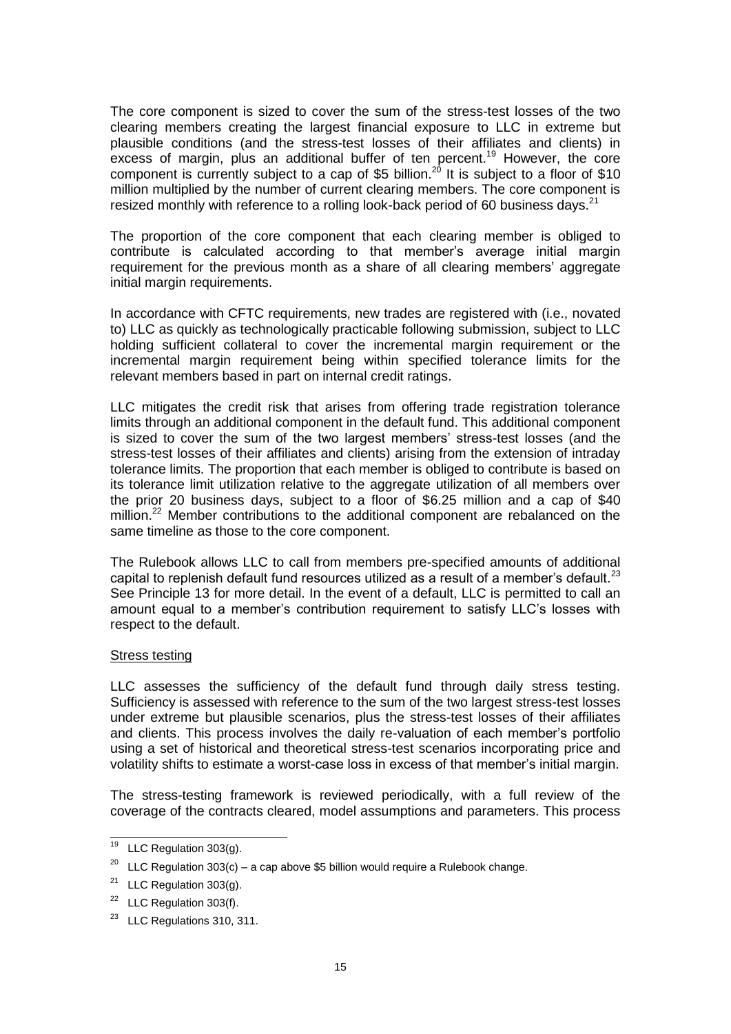The core component is sized to cover the sum of the stress-test losses of the two clearing members creating the largest financial exposure to LLC in extreme but plausible conditions (and the stress-test losses of their affiliates and clients) in excess of margin, plus an additional buffer of ten percent.[19] However, the core component is currently subject to a cap of $5 billion.[20] It is subject to a floor of $10 million multiplied by the number of current clearing members. The core component is resized monthly with reference to a rolling look-back period of 60 business days.[21]

The proportion of the core component that each clearing member is obliged to contribute is calculated according to that member's average initial margin requirement for the previous month as a share of all clearing members' aggregate initial margin requirements.

In accordance with CFTC requirements, new trades are registered with (i.e., novated to) LLC as quickly as technologically practicable following submission, subject to LLC holding sufficient collateral to cover the incremental margin requirement or the incremental margin requirement being within specified tolerance limits for the relevant members based in part on internal credit ratings.

LLC mitigates the credit risk that arises from offering trade registration tolerance limits through an additional component in the default fund. This additional component is sized to cover the sum of the two largest members' stress-test losses (and the stress-test losses of their affiliates and clients) arising from the extension of intraday tolerance limits. The proportion that each member is obliged to contribute is based on its tolerance limit utilization relative to the aggregate utilization of all members over the prior 20 business days, subject to a floor of $6.25 million and a cap of $40 million.[22] Member contributions to the additional component are rebalanced on the same timeline as those to the core component.

The Rulebook allows LLC to call from members pre-specified amounts of additional capital to replenish default fund resources utilized as a result of a member's default.[23] See Principle 13 for more detail. In the event of a default, LLC is permitted to call an amount equal to a member's contribution requirement to satisfy LLC's losses with respect to the default.

Stress testing

LLC assesses the sufficiency of the default fund through daily stress testing. Sufficiency is assessed with reference to the sum of the two largest stress-test losses under extreme but plausible scenarios, plus the stress-test losses of their affiliates and clients. This process involves the daily re-valuation of each member's portfolio using a set of historical and theoretical stress-test scenarios incorporating price and volatility shifts to estimate a worst-case loss in excess of that member's initial margin.

The stress-testing framework is reviewed periodically, with a full review of the coverage of the contracts cleared, model assumptions and parameters. This process

---

[19] LLC Regulation 303(g).

[20] LLC Regulation 303(c) – a cap above $5 billion would require a Rulebook change.

[21] LLC Regulation 303(g).

[22] LLC Regulation 303(f).

[23] LLC Regulations 310, 311.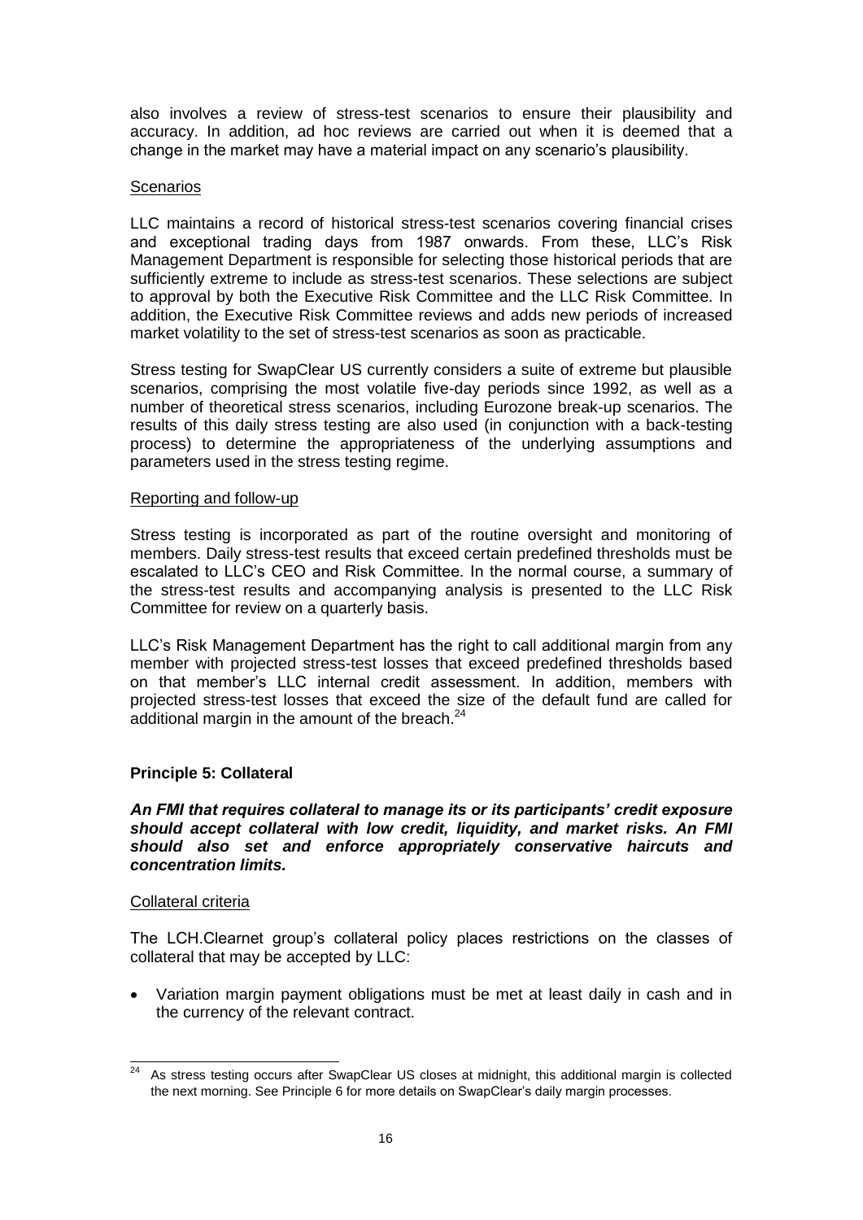also involves a review of stress-test scenarios to ensure their plausibility and accuracy. In addition, ad hoc reviews are carried out when it is deemed that a change in the market may have a material impact on any scenario's plausibility.

Scenarios

LLC maintains a record of historical stress-test scenarios covering financial crises and exceptional trading days from 1987 onwards. From these, LLC's Risk Management Department is responsible for selecting those historical periods that are sufficiently extreme to include as stress-test scenarios. These selections are subject to approval by both the Executive Risk Committee and the LLC Risk Committee. In addition, the Executive Risk Committee reviews and adds new periods of increased market volatility to the set of stress-test scenarios as soon as practicable.

Stress testing for SwapClear US currently considers a suite of extreme but plausible scenarios, comprising the most volatile five-day periods since 1992, as well as a number of theoretical stress scenarios, including Eurozone break-up scenarios. The results of this daily stress testing are also used (in conjunction with a back-testing process) to determine the appropriateness of the underlying assumptions and parameters used in the stress testing regime.

Reporting and follow-up

Stress testing is incorporated as part of the routine oversight and monitoring of members. Daily stress-test results that exceed certain predefined thresholds must be escalated to LLC's CEO and Risk Committee. In the normal course, a summary of the stress-test results and accompanying analysis is presented to the LLC Risk Committee for review on a quarterly basis.

LLC's Risk Management Department has the right to call additional margin from any member with projected stress-test losses that exceed predefined thresholds based on that member's LLC internal credit assessment. In addition, members with projected stress-test losses that exceed the size of the default fund are called for additional margin in the amount of the breach.[24]

**Principle 5: Collateral**

***An FMI that requires collateral to manage its or its participants' credit exposure should accept collateral with low credit, liquidity, and market risks. An FMI should also set and enforce appropriately conservative haircuts and concentration limits.***

Collateral criteria

The LCH.Clearnet group's collateral policy places restrictions on the classes of collateral that may be accepted by LLC:

- Variation margin payment obligations must be met at least daily in cash and in the currency of the relevant contract.

[24] As stress testing occurs after SwapClear US closes at midnight, this additional margin is collected the next morning. See Principle 6 for more details on SwapClear's daily margin processes.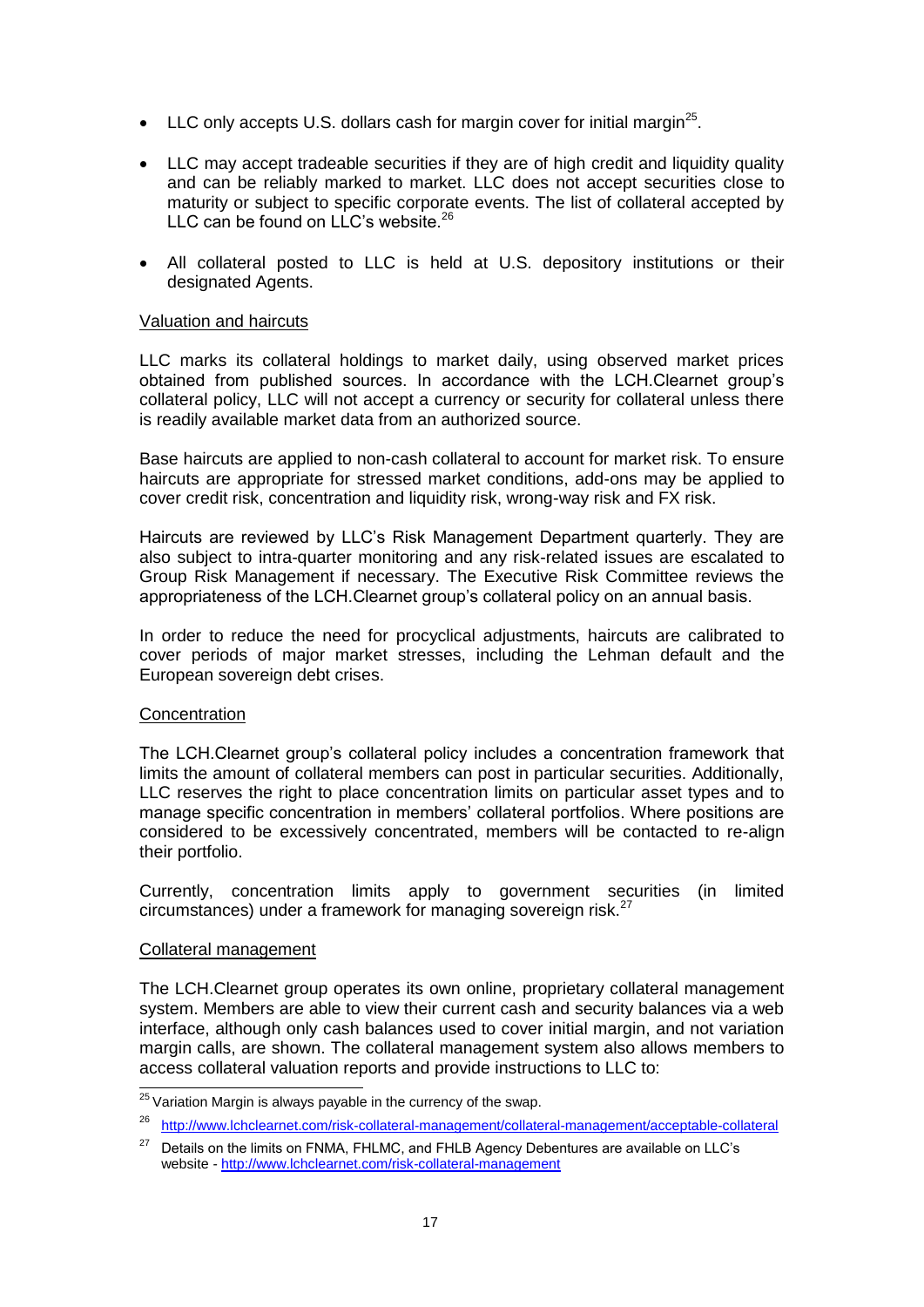- LLC only accepts U.S. dollars cash for margin cover for initial margin[25].
- LLC may accept tradeable securities if they are of high credit and liquidity quality and can be reliably marked to market. LLC does not accept securities close to maturity or subject to specific corporate events. The list of collateral accepted by LLC can be found on LLC's website.[26]
- All collateral posted to LLC is held at U.S. depository institutions or their designated Agents.

Valuation and haircuts

LLC marks its collateral holdings to market daily, using observed market prices obtained from published sources. In accordance with the LCH.Clearnet group's collateral policy, LLC will not accept a currency or security for collateral unless there is readily available market data from an authorized source.

Base haircuts are applied to non-cash collateral to account for market risk. To ensure haircuts are appropriate for stressed market conditions, add-ons may be applied to cover credit risk, concentration and liquidity risk, wrong-way risk and FX risk.

Haircuts are reviewed by LLC's Risk Management Department quarterly. They are also subject to intra-quarter monitoring and any risk-related issues are escalated to Group Risk Management if necessary. The Executive Risk Committee reviews the appropriateness of the LCH.Clearnet group's collateral policy on an annual basis.

In order to reduce the need for procyclical adjustments, haircuts are calibrated to cover periods of major market stresses, including the Lehman default and the European sovereign debt crises.

Concentration

The LCH.Clearnet group's collateral policy includes a concentration framework that limits the amount of collateral members can post in particular securities. Additionally, LLC reserves the right to place concentration limits on particular asset types and to manage specific concentration in members' collateral portfolios. Where positions are considered to be excessively concentrated, members will be contacted to re-align their portfolio.

Currently, concentration limits apply to government securities (in limited circumstances) under a framework for managing sovereign risk.[27]

Collateral management

The LCH.Clearnet group operates its own online, proprietary collateral management system. Members are able to view their current cash and security balances via a web interface, although only cash balances used to cover initial margin, and not variation margin calls, are shown. The collateral management system also allows members to access collateral valuation reports and provide instructions to LLC to:

---

[25] Variation Margin is always payable in the currency of the swap.

[26] http://www.lchclearnet.com/risk-collateral-management/collateral-management/acceptable-collateral

[27] Details on the limits on FNMA, FHLMC, and FHLB Agency Debentures are available on LLC's website - http://www.lchclearnet.com/risk-collateral-management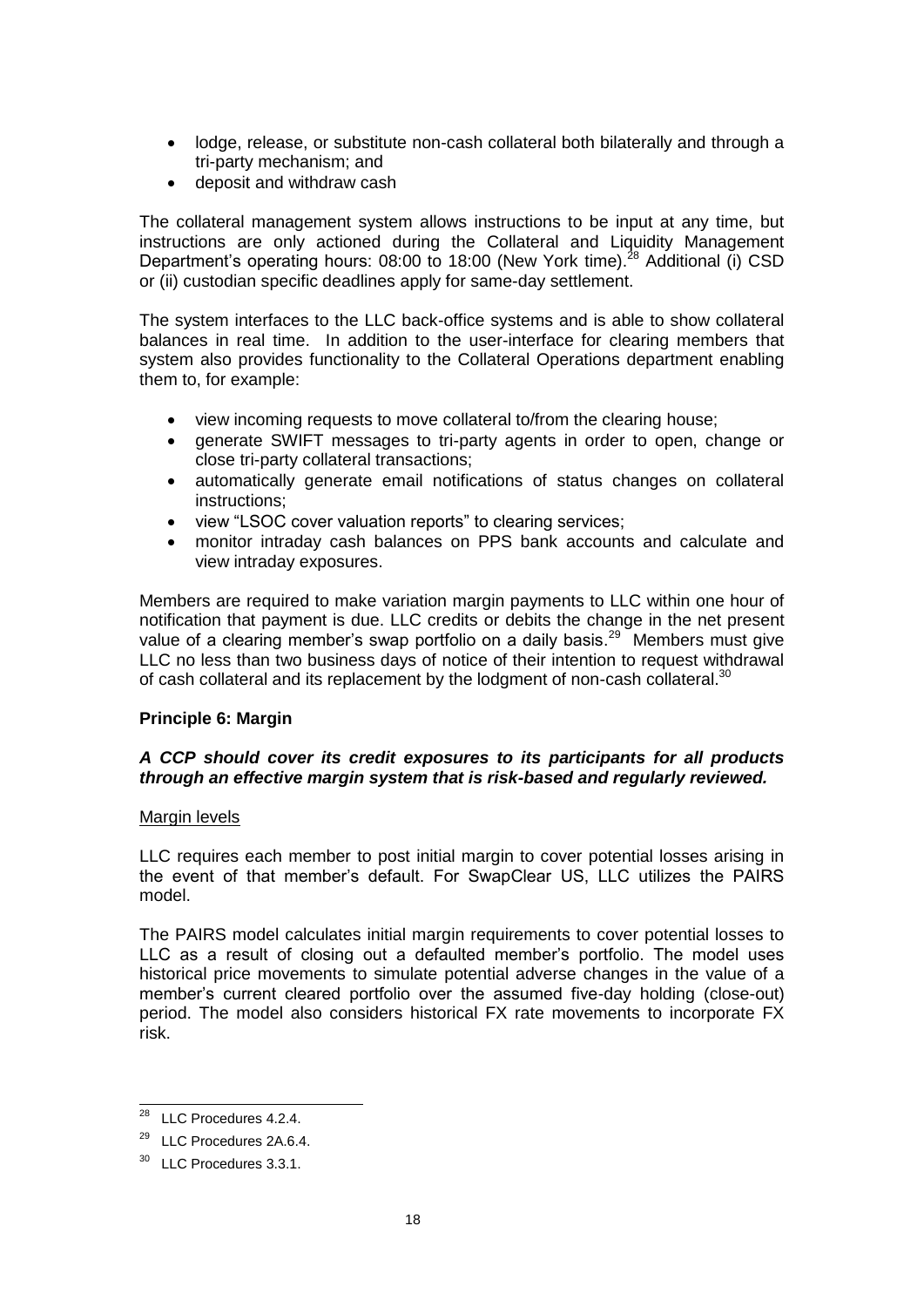- lodge, release, or substitute non-cash collateral both bilaterally and through a tri-party mechanism; and
- deposit and withdraw cash

The collateral management system allows instructions to be input at any time, but instructions are only actioned during the Collateral and Liquidity Management Department's operating hours: 08:00 to 18:00 (New York time).[28] Additional (i) CSD or (ii) custodian specific deadlines apply for same-day settlement.

The system interfaces to the LLC back-office systems and is able to show collateral balances in real time. In addition to the user-interface for clearing members that system also provides functionality to the Collateral Operations department enabling them to, for example:

- view incoming requests to move collateral to/from the clearing house;
- generate SWIFT messages to tri-party agents in order to open, change or close tri-party collateral transactions;
- automatically generate email notifications of status changes on collateral instructions;
- view "LSOC cover valuation reports" to clearing services;
- monitor intraday cash balances on PPS bank accounts and calculate and view intraday exposures.

Members are required to make variation margin payments to LLC within one hour of notification that payment is due. LLC credits or debits the change in the net present value of a clearing member's swap portfolio on a daily basis.[29] Members must give LLC no less than two business days of notice of their intention to request withdrawal of cash collateral and its replacement by the lodgment of non-cash collateral.[30]

**Principle 6: Margin**

***A CCP should cover its credit exposures to its participants for all products through an effective margin system that is risk-based and regularly reviewed.***

Margin levels

LLC requires each member to post initial margin to cover potential losses arising in the event of that member's default. For SwapClear US, LLC utilizes the PAIRS model.

The PAIRS model calculates initial margin requirements to cover potential losses to LLC as a result of closing out a defaulted member's portfolio. The model uses historical price movements to simulate potential adverse changes in the value of a member's current cleared portfolio over the assumed five-day holding (close-out) period. The model also considers historical FX rate movements to incorporate FX risk.

---

[28] LLC Procedures 4.2.4.

[29] LLC Procedures 2A.6.4.

[30] LLC Procedures 3.3.1.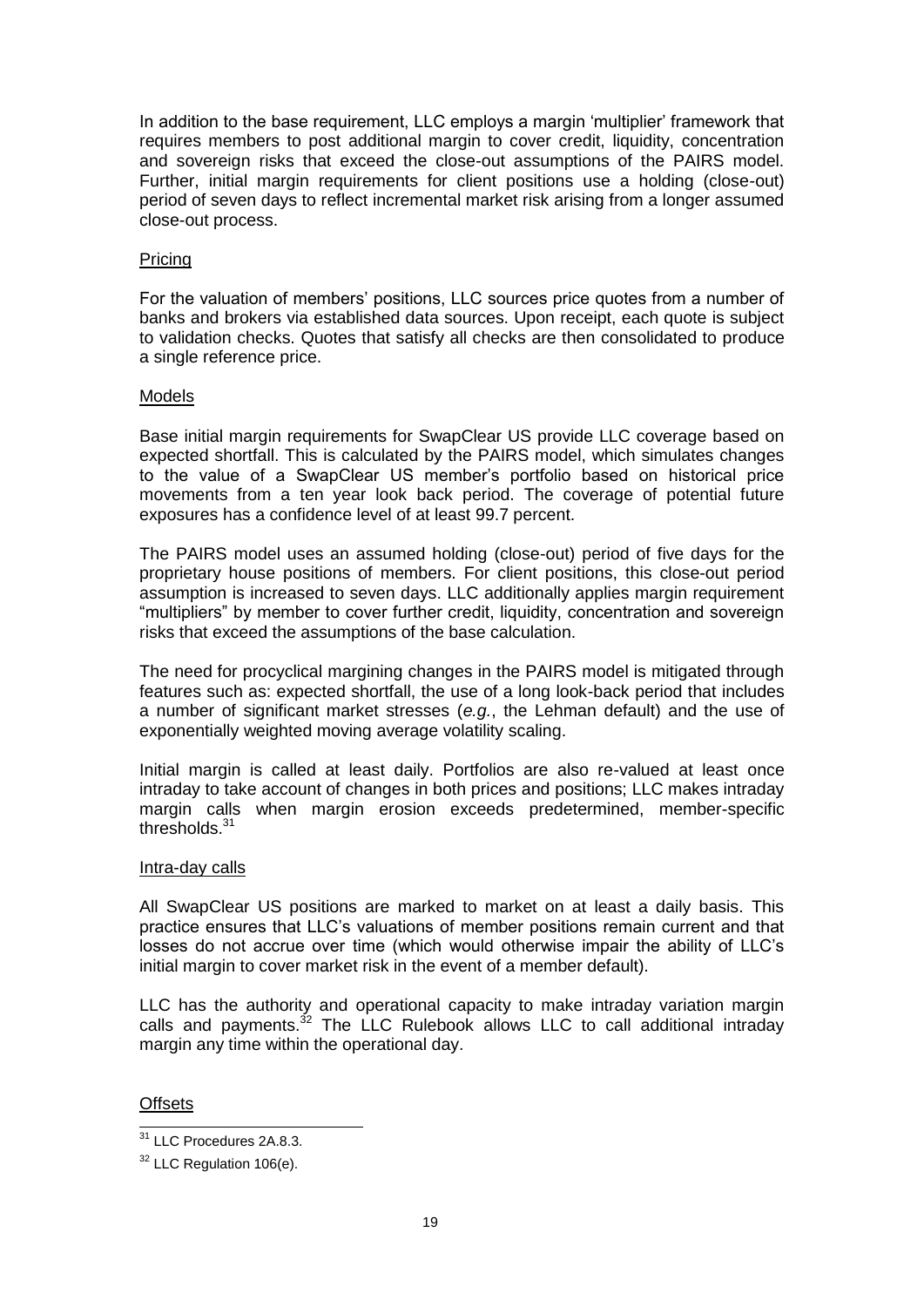In addition to the base requirement, LLC employs a margin 'multiplier' framework that requires members to post additional margin to cover credit, liquidity, concentration and sovereign risks that exceed the close-out assumptions of the PAIRS model. Further, initial margin requirements for client positions use a holding (close-out) period of seven days to reflect incremental market risk arising from a longer assumed close-out process.

Pricing

For the valuation of members' positions, LLC sources price quotes from a number of banks and brokers via established data sources. Upon receipt, each quote is subject to validation checks. Quotes that satisfy all checks are then consolidated to produce a single reference price.

Models

Base initial margin requirements for SwapClear US provide LLC coverage based on expected shortfall. This is calculated by the PAIRS model, which simulates changes to the value of a SwapClear US member's portfolio based on historical price movements from a ten year look back period. The coverage of potential future exposures has a confidence level of at least 99.7 percent.

The PAIRS model uses an assumed holding (close-out) period of five days for the proprietary house positions of members. For client positions, this close-out period assumption is increased to seven days. LLC additionally applies margin requirement "multipliers" by member to cover further credit, liquidity, concentration and sovereign risks that exceed the assumptions of the base calculation.

The need for procyclical margining changes in the PAIRS model is mitigated through features such as: expected shortfall, the use of a long look-back period that includes a number of significant market stresses (*e.g.*, the Lehman default) and the use of exponentially weighted moving average volatility scaling.

Initial margin is called at least daily. Portfolios are also re-valued at least once intraday to take account of changes in both prices and positions; LLC makes intraday margin calls when margin erosion exceeds predetermined, member-specific thresholds.[31]

Intra-day calls

All SwapClear US positions are marked to market on at least a daily basis. This practice ensures that LLC's valuations of member positions remain current and that losses do not accrue over time (which would otherwise impair the ability of LLC's initial margin to cover market risk in the event of a member default).

LLC has the authority and operational capacity to make intraday variation margin calls and payments.[32] The LLC Rulebook allows LLC to call additional intraday margin any time within the operational day.

Offsets

---

[31] LLC Procedures 2A.8.3.

[32] LLC Regulation 106(e).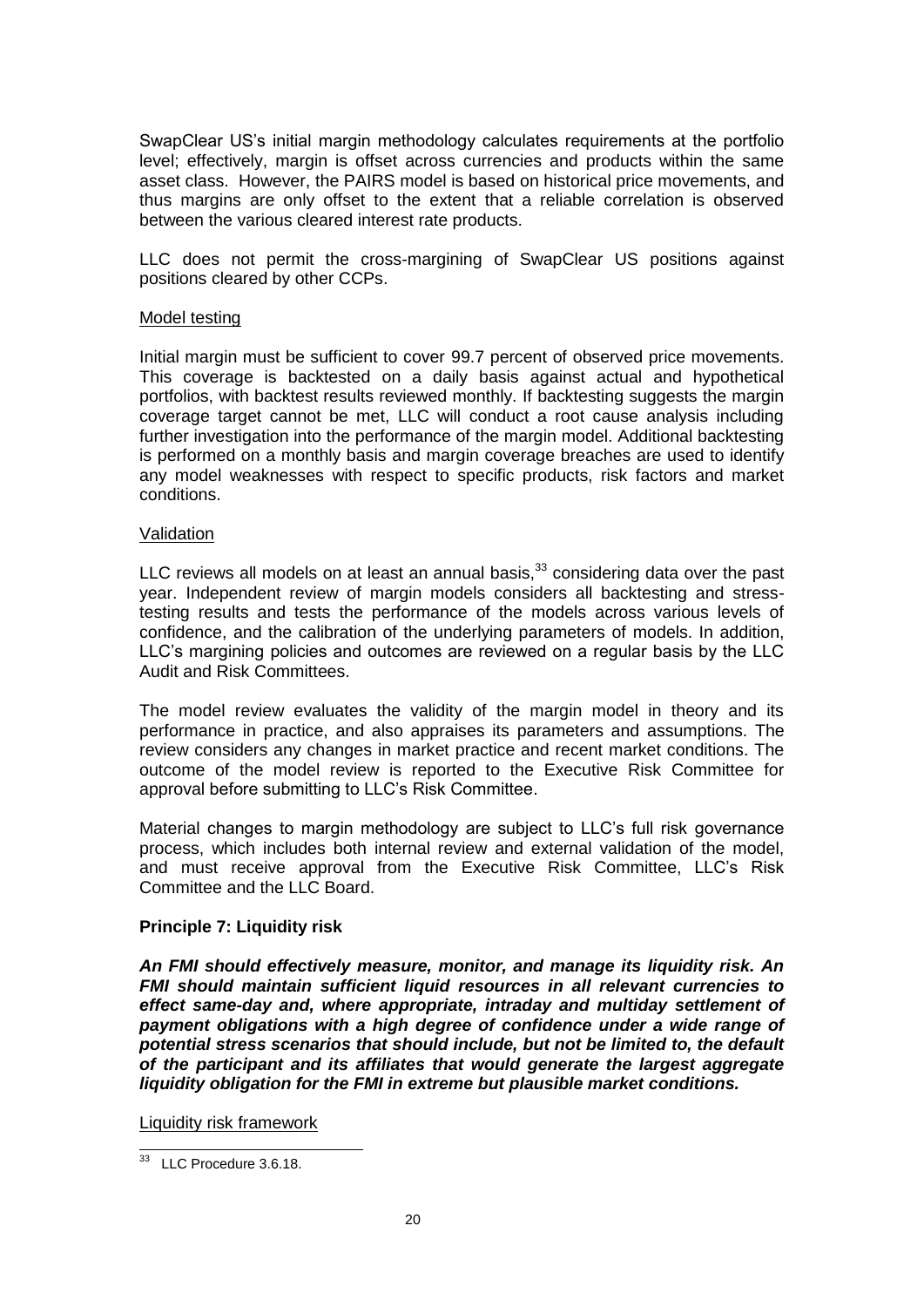SwapClear US's initial margin methodology calculates requirements at the portfolio level; effectively, margin is offset across currencies and products within the same asset class. However, the PAIRS model is based on historical price movements, and thus margins are only offset to the extent that a reliable correlation is observed between the various cleared interest rate products.

LLC does not permit the cross-margining of SwapClear US positions against positions cleared by other CCPs.

Model testing

Initial margin must be sufficient to cover 99.7 percent of observed price movements. This coverage is backtested on a daily basis against actual and hypothetical portfolios, with backtest results reviewed monthly. If backtesting suggests the margin coverage target cannot be met, LLC will conduct a root cause analysis including further investigation into the performance of the margin model. Additional backtesting is performed on a monthly basis and margin coverage breaches are used to identify any model weaknesses with respect to specific products, risk factors and market conditions.

Validation

LLC reviews all models on at least an annual basis,[33] considering data over the past year. Independent review of margin models considers all backtesting and stress-testing results and tests the performance of the models across various levels of confidence, and the calibration of the underlying parameters of models. In addition, LLC's margining policies and outcomes are reviewed on a regular basis by the LLC Audit and Risk Committees.

The model review evaluates the validity of the margin model in theory and its performance in practice, and also appraises its parameters and assumptions. The review considers any changes in market practice and recent market conditions. The outcome of the model review is reported to the Executive Risk Committee for approval before submitting to LLC's Risk Committee.

Material changes to margin methodology are subject to LLC's full risk governance process, which includes both internal review and external validation of the model, and must receive approval from the Executive Risk Committee, LLC's Risk Committee and the LLC Board.

**Principle 7: Liquidity risk**

***An FMI should effectively measure, monitor, and manage its liquidity risk. An FMI should maintain sufficient liquid resources in all relevant currencies to effect same-day and, where appropriate, intraday and multiday settlement of payment obligations with a high degree of confidence under a wide range of potential stress scenarios that should include, but not be limited to, the default of the participant and its affiliates that would generate the largest aggregate liquidity obligation for the FMI in extreme but plausible market conditions.***

Liquidity risk framework

[33] LLC Procedure 3.6.18.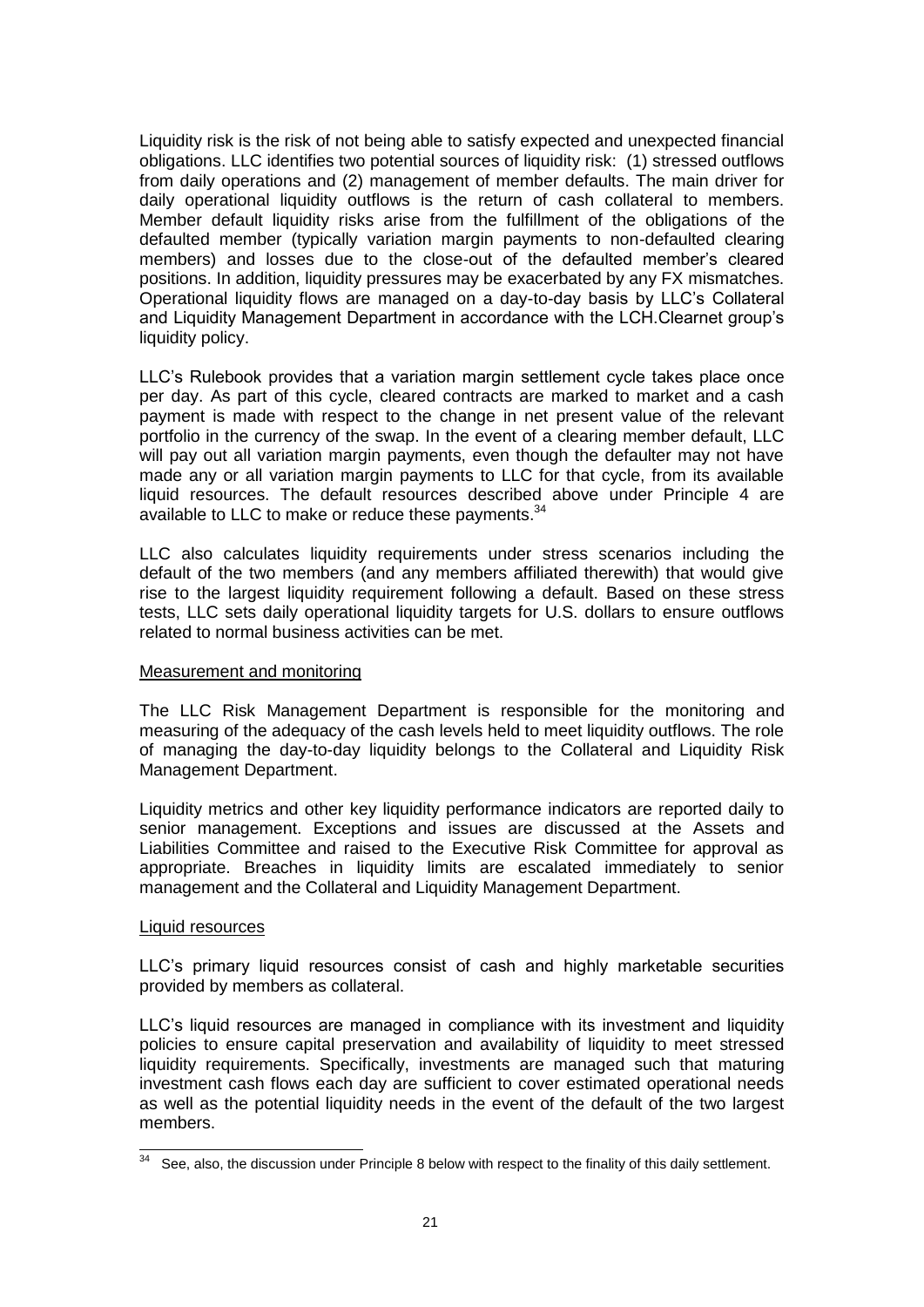Liquidity risk is the risk of not being able to satisfy expected and unexpected financial obligations. LLC identifies two potential sources of liquidity risk: (1) stressed outflows from daily operations and (2) management of member defaults. The main driver for daily operational liquidity outflows is the return of cash collateral to members. Member default liquidity risks arise from the fulfillment of the obligations of the defaulted member (typically variation margin payments to non-defaulted clearing members) and losses due to the close-out of the defaulted member's cleared positions. In addition, liquidity pressures may be exacerbated by any FX mismatches. Operational liquidity flows are managed on a day-to-day basis by LLC's Collateral and Liquidity Management Department in accordance with the LCH.Clearnet group's liquidity policy.

LLC's Rulebook provides that a variation margin settlement cycle takes place once per day. As part of this cycle, cleared contracts are marked to market and a cash payment is made with respect to the change in net present value of the relevant portfolio in the currency of the swap. In the event of a clearing member default, LLC will pay out all variation margin payments, even though the defaulter may not have made any or all variation margin payments to LLC for that cycle, from its available liquid resources. The default resources described above under Principle 4 are available to LLC to make or reduce these payments.[34]

LLC also calculates liquidity requirements under stress scenarios including the default of the two members (and any members affiliated therewith) that would give rise to the largest liquidity requirement following a default. Based on these stress tests, LLC sets daily operational liquidity targets for U.S. dollars to ensure outflows related to normal business activities can be met.

<u>Measurement and monitoring</u>

The LLC Risk Management Department is responsible for the monitoring and measuring of the adequacy of the cash levels held to meet liquidity outflows. The role of managing the day-to-day liquidity belongs to the Collateral and Liquidity Risk Management Department.

Liquidity metrics and other key liquidity performance indicators are reported daily to senior management. Exceptions and issues are discussed at the Assets and Liabilities Committee and raised to the Executive Risk Committee for approval as appropriate. Breaches in liquidity limits are escalated immediately to senior management and the Collateral and Liquidity Management Department.

<u>Liquid resources</u>

LLC's primary liquid resources consist of cash and highly marketable securities provided by members as collateral.

LLC's liquid resources are managed in compliance with its investment and liquidity policies to ensure capital preservation and availability of liquidity to meet stressed liquidity requirements. Specifically, investments are managed such that maturing investment cash flows each day are sufficient to cover estimated operational needs as well as the potential liquidity needs in the event of the default of the two largest members.

---

[34] See, also, the discussion under Principle 8 below with respect to the finality of this daily settlement.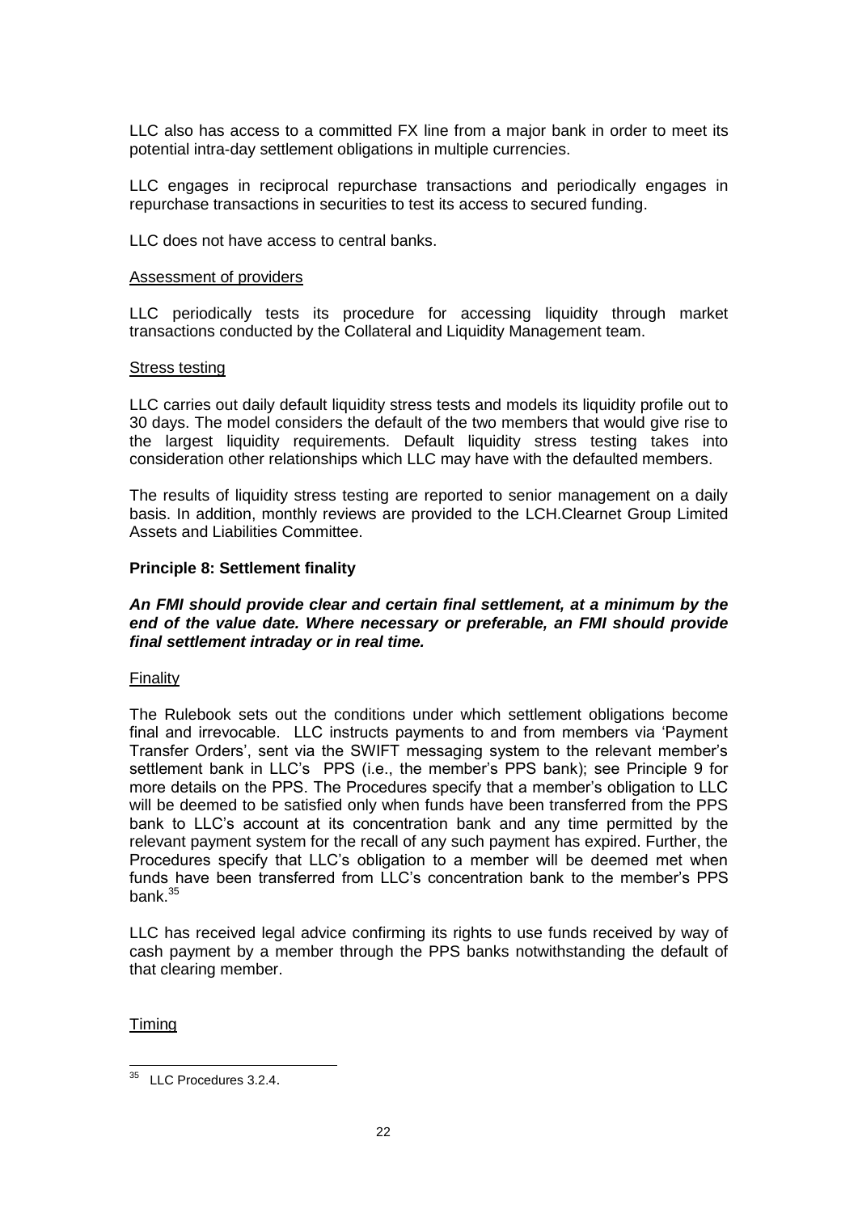LLC also has access to a committed FX line from a major bank in order to meet its potential intra-day settlement obligations in multiple currencies.

LLC engages in reciprocal repurchase transactions and periodically engages in repurchase transactions in securities to test its access to secured funding.

LLC does not have access to central banks.

Assessment of providers

LLC periodically tests its procedure for accessing liquidity through market transactions conducted by the Collateral and Liquidity Management team.

Stress testing

LLC carries out daily default liquidity stress tests and models its liquidity profile out to 30 days. The model considers the default of the two members that would give rise to the largest liquidity requirements. Default liquidity stress testing takes into consideration other relationships which LLC may have with the defaulted members.

The results of liquidity stress testing are reported to senior management on a daily basis. In addition, monthly reviews are provided to the LCH.Clearnet Group Limited Assets and Liabilities Committee.

**Principle 8: Settlement finality**

***An FMI should provide clear and certain final settlement, at a minimum by the end of the value date. Where necessary or preferable, an FMI should provide final settlement intraday or in real time.***

Finality

The Rulebook sets out the conditions under which settlement obligations become final and irrevocable. LLC instructs payments to and from members via 'Payment Transfer Orders', sent via the SWIFT messaging system to the relevant member's settlement bank in LLC's PPS (i.e., the member's PPS bank); see Principle 9 for more details on the PPS. The Procedures specify that a member's obligation to LLC will be deemed to be satisfied only when funds have been transferred from the PPS bank to LLC's account at its concentration bank and any time permitted by the relevant payment system for the recall of any such payment has expired. Further, the Procedures specify that LLC's obligation to a member will be deemed met when funds have been transferred from LLC's concentration bank to the member's PPS bank.[35]

LLC has received legal advice confirming its rights to use funds received by way of cash payment by a member through the PPS banks notwithstanding the default of that clearing member.

Timing

[35] LLC Procedures 3.2.4.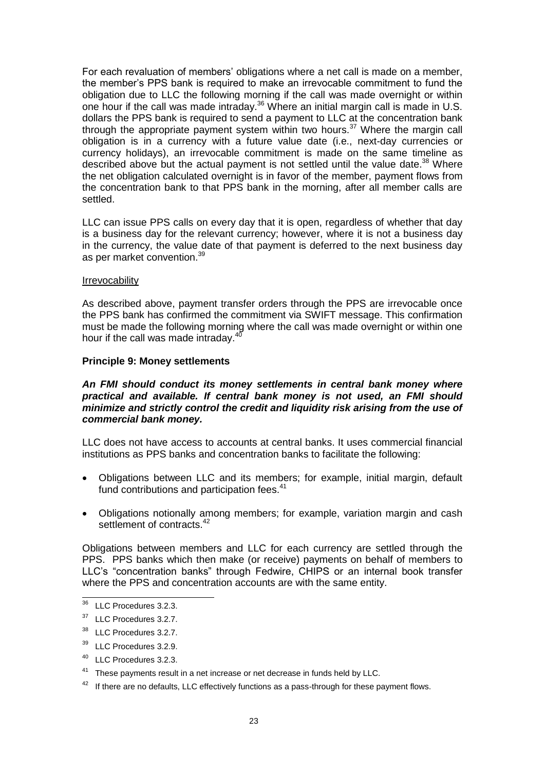For each revaluation of members' obligations where a net call is made on a member, the member's PPS bank is required to make an irrevocable commitment to fund the obligation due to LLC the following morning if the call was made overnight or within one hour if the call was made intraday.[36] Where an initial margin call is made in U.S. dollars the PPS bank is required to send a payment to LLC at the concentration bank through the appropriate payment system within two hours.[37] Where the margin call obligation is in a currency with a future value date (i.e., next-day currencies or currency holidays), an irrevocable commitment is made on the same timeline as described above but the actual payment is not settled until the value date.[38] Where the net obligation calculated overnight is in favor of the member, payment flows from the concentration bank to that PPS bank in the morning, after all member calls are settled.

LLC can issue PPS calls on every day that it is open, regardless of whether that day is a business day for the relevant currency; however, where it is not a business day in the currency, the value date of that payment is deferred to the next business day as per market convention.[39]

Irrevocability

As described above, payment transfer orders through the PPS are irrevocable once the PPS bank has confirmed the commitment via SWIFT message. This confirmation must be made the following morning where the call was made overnight or within one hour if the call was made intraday.[40]

**Principle 9: Money settlements**

***An FMI should conduct its money settlements in central bank money where practical and available. If central bank money is not used, an FMI should minimize and strictly control the credit and liquidity risk arising from the use of commercial bank money.***

LLC does not have access to accounts at central banks. It uses commercial financial institutions as PPS banks and concentration banks to facilitate the following:

- Obligations between LLC and its members; for example, initial margin, default fund contributions and participation fees.[41]
- Obligations notionally among members; for example, variation margin and cash settlement of contracts.[42]

Obligations between members and LLC for each currency are settled through the PPS. PPS banks which then make (or receive) payments on behalf of members to LLC's "concentration banks" through Fedwire, CHIPS or an internal book transfer where the PPS and concentration accounts are with the same entity.

[36] LLC Procedures 3.2.3.

[37] LLC Procedures 3.2.7.

[38] LLC Procedures 3.2.7.

[39] LLC Procedures 3.2.9.

[40] LLC Procedures 3.2.3.

[41] These payments result in a net increase or net decrease in funds held by LLC.

[42] If there are no defaults, LLC effectively functions as a pass-through for these payment flows.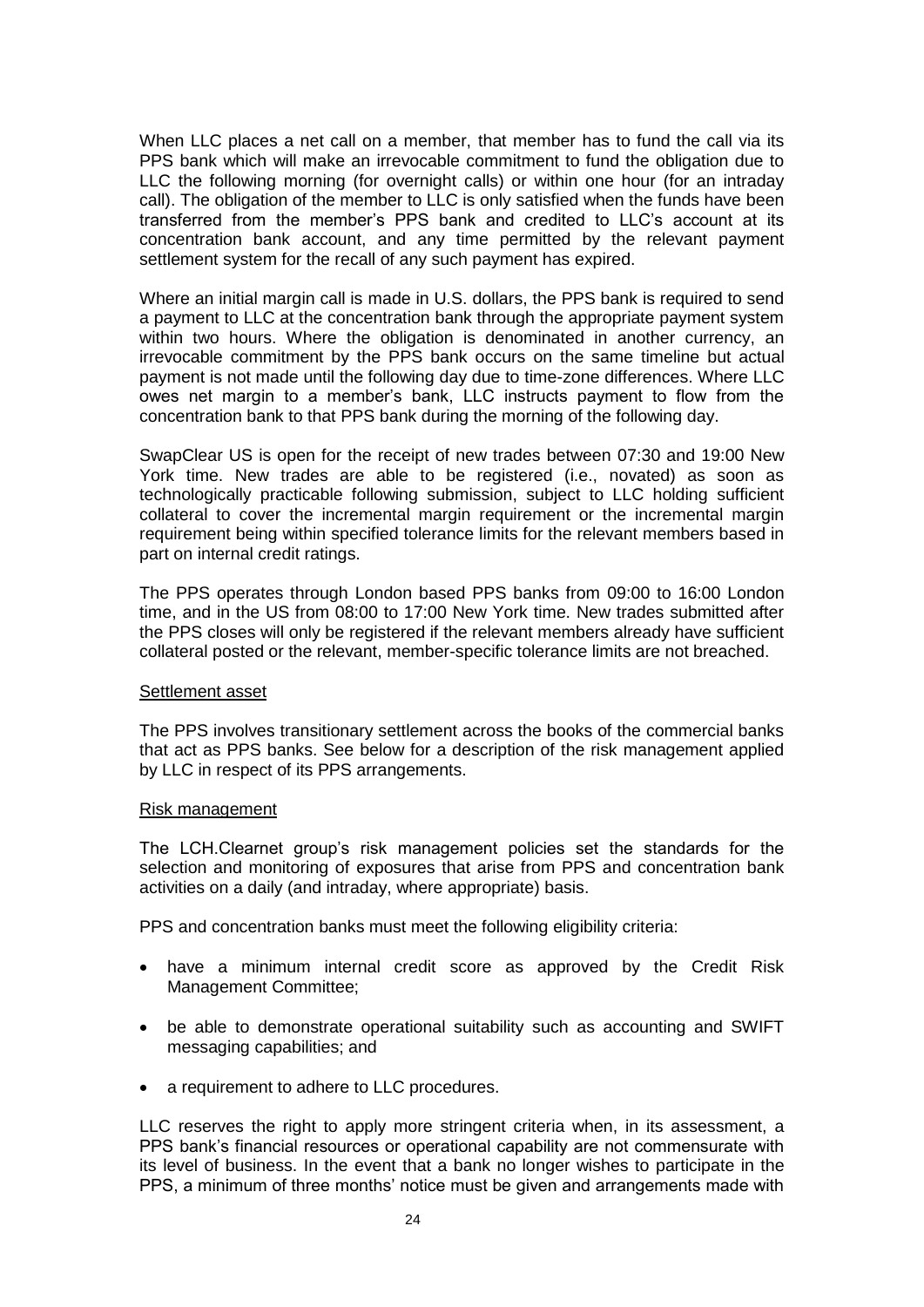When LLC places a net call on a member, that member has to fund the call via its PPS bank which will make an irrevocable commitment to fund the obligation due to LLC the following morning (for overnight calls) or within one hour (for an intraday call). The obligation of the member to LLC is only satisfied when the funds have been transferred from the member's PPS bank and credited to LLC's account at its concentration bank account, and any time permitted by the relevant payment settlement system for the recall of any such payment has expired.

Where an initial margin call is made in U.S. dollars, the PPS bank is required to send a payment to LLC at the concentration bank through the appropriate payment system within two hours. Where the obligation is denominated in another currency, an irrevocable commitment by the PPS bank occurs on the same timeline but actual payment is not made until the following day due to time-zone differences. Where LLC owes net margin to a member's bank, LLC instructs payment to flow from the concentration bank to that PPS bank during the morning of the following day.

SwapClear US is open for the receipt of new trades between 07:30 and 19:00 New York time. New trades are able to be registered (i.e., novated) as soon as technologically practicable following submission, subject to LLC holding sufficient collateral to cover the incremental margin requirement or the incremental margin requirement being within specified tolerance limits for the relevant members based in part on internal credit ratings.

The PPS operates through London based PPS banks from 09:00 to 16:00 London time, and in the US from 08:00 to 17:00 New York time. New trades submitted after the PPS closes will only be registered if the relevant members already have sufficient collateral posted or the relevant, member-specific tolerance limits are not breached.

Settlement asset

The PPS involves transitionary settlement across the books of the commercial banks that act as PPS banks. See below for a description of the risk management applied by LLC in respect of its PPS arrangements.

Risk management

The LCH.Clearnet group's risk management policies set the standards for the selection and monitoring of exposures that arise from PPS and concentration bank activities on a daily (and intraday, where appropriate) basis.

PPS and concentration banks must meet the following eligibility criteria:

- have a minimum internal credit score as approved by the Credit Risk Management Committee;
- be able to demonstrate operational suitability such as accounting and SWIFT messaging capabilities; and
- a requirement to adhere to LLC procedures.

LLC reserves the right to apply more stringent criteria when, in its assessment, a PPS bank's financial resources or operational capability are not commensurate with its level of business. In the event that a bank no longer wishes to participate in the PPS, a minimum of three months' notice must be given and arrangements made with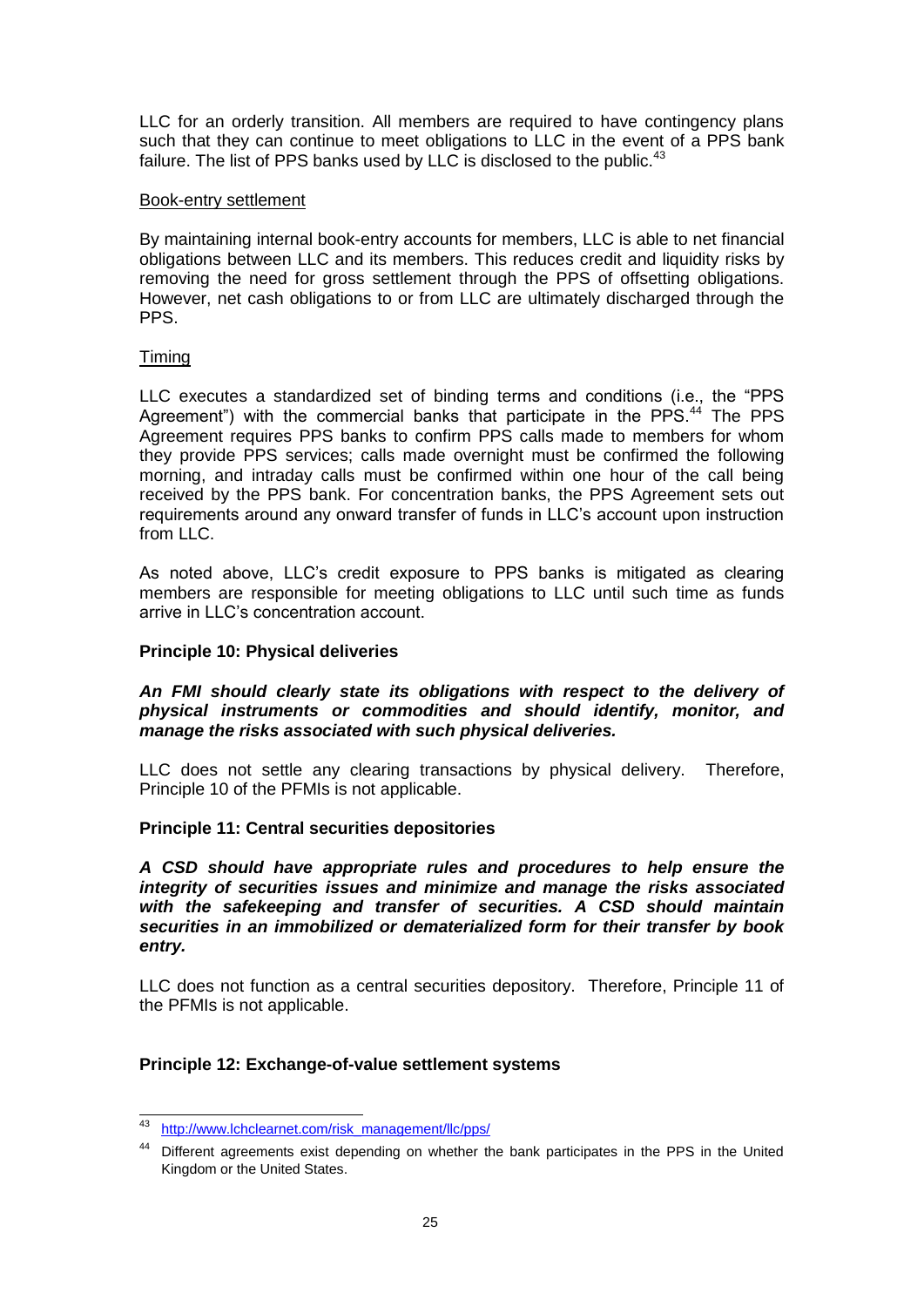LLC for an orderly transition. All members are required to have contingency plans such that they can continue to meet obligations to LLC in the event of a PPS bank failure. The list of PPS banks used by LLC is disclosed to the public.[43]

Book-entry settlement

By maintaining internal book-entry accounts for members, LLC is able to net financial obligations between LLC and its members. This reduces credit and liquidity risks by removing the need for gross settlement through the PPS of offsetting obligations. However, net cash obligations to or from LLC are ultimately discharged through the PPS.

Timing

LLC executes a standardized set of binding terms and conditions (i.e., the "PPS Agreement") with the commercial banks that participate in the PPS.[44] The PPS Agreement requires PPS banks to confirm PPS calls made to members for whom they provide PPS services; calls made overnight must be confirmed the following morning, and intraday calls must be confirmed within one hour of the call being received by the PPS bank. For concentration banks, the PPS Agreement sets out requirements around any onward transfer of funds in LLC's account upon instruction from LLC.

As noted above, LLC's credit exposure to PPS banks is mitigated as clearing members are responsible for meeting obligations to LLC until such time as funds arrive in LLC's concentration account.

**Principle 10: Physical deliveries**

***An FMI should clearly state its obligations with respect to the delivery of physical instruments or commodities and should identify, monitor, and manage the risks associated with such physical deliveries.***

LLC does not settle any clearing transactions by physical delivery. Therefore, Principle 10 of the PFMIs is not applicable.

**Principle 11: Central securities depositories**

***A CSD should have appropriate rules and procedures to help ensure the integrity of securities issues and minimize and manage the risks associated with the safekeeping and transfer of securities. A CSD should maintain securities in an immobilized or dematerialized form for their transfer by book entry.***

LLC does not function as a central securities depository. Therefore, Principle 11 of the PFMIs is not applicable.

**Principle 12: Exchange-of-value settlement systems**

---

[43] http://www.lchclearnet.com/risk_management/llc/pps/

[44] Different agreements exist depending on whether the bank participates in the PPS in the United Kingdom or the United States.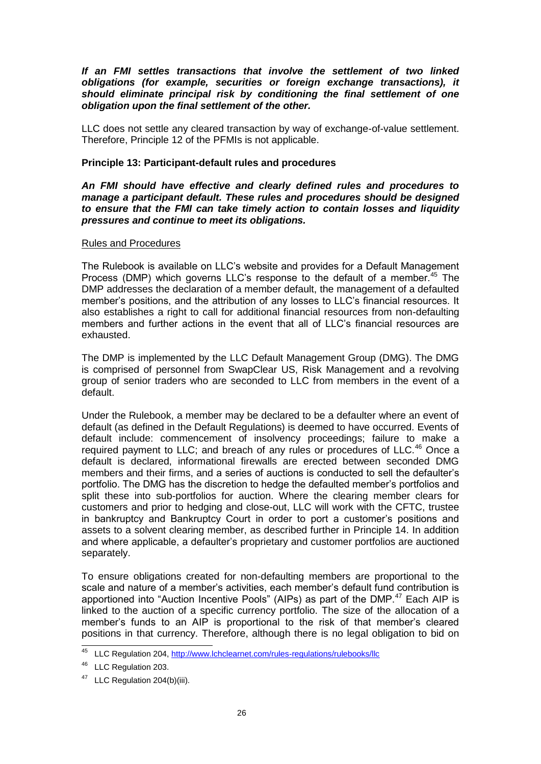***If an FMI settles transactions that involve the settlement of two linked obligations (for example, securities or foreign exchange transactions), it should eliminate principal risk by conditioning the final settlement of one obligation upon the final settlement of the other.***

LLC does not settle any cleared transaction by way of exchange-of-value settlement. Therefore, Principle 12 of the PFMIs is not applicable.

**Principle 13: Participant-default rules and procedures**

***An FMI should have effective and clearly defined rules and procedures to manage a participant default. These rules and procedures should be designed to ensure that the FMI can take timely action to contain losses and liquidity pressures and continue to meet its obligations.***

Rules and Procedures

The Rulebook is available on LLC's website and provides for a Default Management Process (DMP) which governs LLC's response to the default of a member.[45] The DMP addresses the declaration of a member default, the management of a defaulted member's positions, and the attribution of any losses to LLC's financial resources. It also establishes a right to call for additional financial resources from non-defaulting members and further actions in the event that all of LLC's financial resources are exhausted.

The DMP is implemented by the LLC Default Management Group (DMG). The DMG is comprised of personnel from SwapClear US, Risk Management and a revolving group of senior traders who are seconded to LLC from members in the event of a default.

Under the Rulebook, a member may be declared to be a defaulter where an event of default (as defined in the Default Regulations) is deemed to have occurred. Events of default include: commencement of insolvency proceedings; failure to make a required payment to LLC; and breach of any rules or procedures of LLC.[46] Once a default is declared, informational firewalls are erected between seconded DMG members and their firms, and a series of auctions is conducted to sell the defaulter's portfolio. The DMG has the discretion to hedge the defaulted member's portfolios and split these into sub-portfolios for auction. Where the clearing member clears for customers and prior to hedging and close-out, LLC will work with the CFTC, trustee in bankruptcy and Bankruptcy Court in order to port a customer's positions and assets to a solvent clearing member, as described further in Principle 14. In addition and where applicable, a defaulter's proprietary and customer portfolios are auctioned separately.

To ensure obligations created for non-defaulting members are proportional to the scale and nature of a member's activities, each member's default fund contribution is apportioned into "Auction Incentive Pools" (AIPs) as part of the DMP.[47] Each AIP is linked to the auction of a specific currency portfolio. The size of the allocation of a member's funds to an AIP is proportional to the risk of that member's cleared positions in that currency. Therefore, although there is no legal obligation to bid on

---

[45] LLC Regulation 204, http://www.lchclearnet.com/rules-regulations/rulebooks/llc

[46] LLC Regulation 203.

[47] LLC Regulation 204(b)(iii).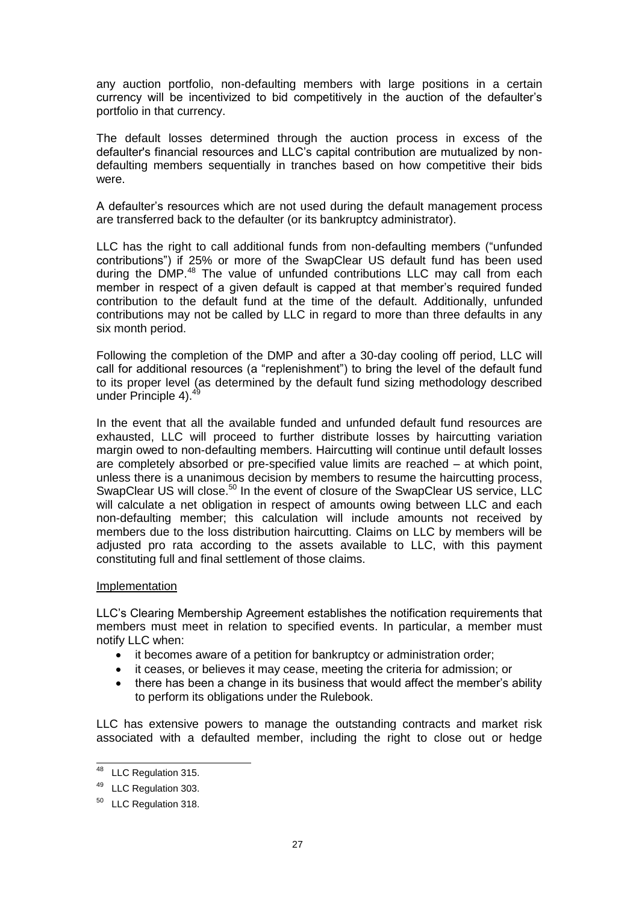any auction portfolio, non-defaulting members with large positions in a certain currency will be incentivized to bid competitively in the auction of the defaulter's portfolio in that currency.

The default losses determined through the auction process in excess of the defaulter's financial resources and LLC's capital contribution are mutualized by non-defaulting members sequentially in tranches based on how competitive their bids were.

A defaulter's resources which are not used during the default management process are transferred back to the defaulter (or its bankruptcy administrator).

LLC has the right to call additional funds from non-defaulting members ("unfunded contributions") if 25% or more of the SwapClear US default fund has been used during the DMP.[48] The value of unfunded contributions LLC may call from each member in respect of a given default is capped at that member's required funded contribution to the default fund at the time of the default. Additionally, unfunded contributions may not be called by LLC in regard to more than three defaults in any six month period.

Following the completion of the DMP and after a 30-day cooling off period, LLC will call for additional resources (a "replenishment") to bring the level of the default fund to its proper level (as determined by the default fund sizing methodology described under Principle 4).[49]

In the event that all the available funded and unfunded default fund resources are exhausted, LLC will proceed to further distribute losses by haircutting variation margin owed to non-defaulting members. Haircutting will continue until default losses are completely absorbed or pre-specified value limits are reached – at which point, unless there is a unanimous decision by members to resume the haircutting process, SwapClear US will close.[50] In the event of closure of the SwapClear US service, LLC will calculate a net obligation in respect of amounts owing between LLC and each non-defaulting member; this calculation will include amounts not received by members due to the loss distribution haircutting. Claims on LLC by members will be adjusted pro rata according to the assets available to LLC, with this payment constituting full and final settlement of those claims.

<u>Implementation</u>

LLC's Clearing Membership Agreement establishes the notification requirements that members must meet in relation to specified events. In particular, a member must notify LLC when:

- it becomes aware of a petition for bankruptcy or administration order;
- it ceases, or believes it may cease, meeting the criteria for admission; or
- there has been a change in its business that would affect the member's ability to perform its obligations under the Rulebook.

LLC has extensive powers to manage the outstanding contracts and market risk associated with a defaulted member, including the right to close out or hedge

---

[48] LLC Regulation 315.

[49] LLC Regulation 303.

[50] LLC Regulation 318.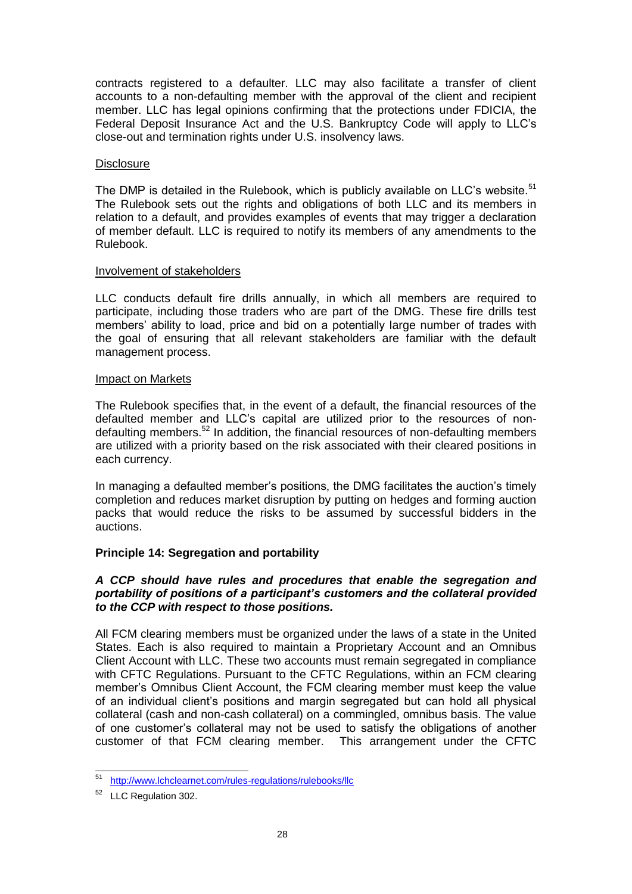contracts registered to a defaulter. LLC may also facilitate a transfer of client accounts to a non-defaulting member with the approval of the client and recipient member. LLC has legal opinions confirming that the protections under FDICIA, the Federal Deposit Insurance Act and the U.S. Bankruptcy Code will apply to LLC's close-out and termination rights under U.S. insolvency laws.

Disclosure

The DMP is detailed in the Rulebook, which is publicly available on LLC's website.[51] The Rulebook sets out the rights and obligations of both LLC and its members in relation to a default, and provides examples of events that may trigger a declaration of member default. LLC is required to notify its members of any amendments to the Rulebook.

Involvement of stakeholders

LLC conducts default fire drills annually, in which all members are required to participate, including those traders who are part of the DMG. These fire drills test members' ability to load, price and bid on a potentially large number of trades with the goal of ensuring that all relevant stakeholders are familiar with the default management process.

Impact on Markets

The Rulebook specifies that, in the event of a default, the financial resources of the defaulted member and LLC's capital are utilized prior to the resources of non-defaulting members.[52] In addition, the financial resources of non-defaulting members are utilized with a priority based on the risk associated with their cleared positions in each currency.

In managing a defaulted member's positions, the DMG facilitates the auction's timely completion and reduces market disruption by putting on hedges and forming auction packs that would reduce the risks to be assumed by successful bidders in the auctions.

**Principle 14: Segregation and portability**

***A CCP should have rules and procedures that enable the segregation and portability of positions of a participant's customers and the collateral provided to the CCP with respect to those positions.***

All FCM clearing members must be organized under the laws of a state in the United States. Each is also required to maintain a Proprietary Account and an Omnibus Client Account with LLC. These two accounts must remain segregated in compliance with CFTC Regulations. Pursuant to the CFTC Regulations, within an FCM clearing member's Omnibus Client Account, the FCM clearing member must keep the value of an individual client's positions and margin segregated but can hold all physical collateral (cash and non-cash collateral) on a commingled, omnibus basis. The value of one customer's collateral may not be used to satisfy the obligations of another customer of that FCM clearing member. This arrangement under the CFTC

---

[51] http://www.lchclearnet.com/rules-regulations/rulebooks/llc

[52] LLC Regulation 302.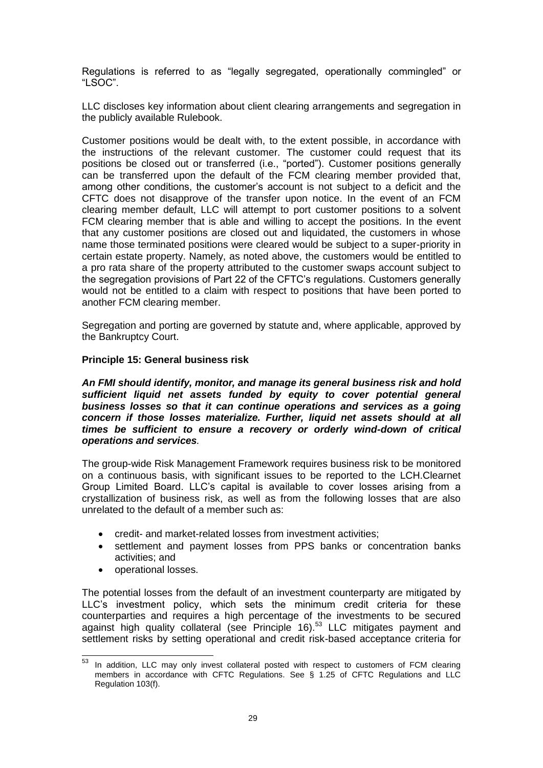Regulations is referred to as "legally segregated, operationally commingled" or "LSOC".

LLC discloses key information about client clearing arrangements and segregation in the publicly available Rulebook.

Customer positions would be dealt with, to the extent possible, in accordance with the instructions of the relevant customer. The customer could request that its positions be closed out or transferred (i.e., "ported"). Customer positions generally can be transferred upon the default of the FCM clearing member provided that, among other conditions, the customer's account is not subject to a deficit and the CFTC does not disapprove of the transfer upon notice. In the event of an FCM clearing member default, LLC will attempt to port customer positions to a solvent FCM clearing member that is able and willing to accept the positions. In the event that any customer positions are closed out and liquidated, the customers in whose name those terminated positions were cleared would be subject to a super-priority in certain estate property. Namely, as noted above, the customers would be entitled to a pro rata share of the property attributed to the customer swaps account subject to the segregation provisions of Part 22 of the CFTC's regulations. Customers generally would not be entitled to a claim with respect to positions that have been ported to another FCM clearing member.

Segregation and porting are governed by statute and, where applicable, approved by the Bankruptcy Court.

**Principle 15: General business risk**

***An FMI should identify, monitor, and manage its general business risk and hold sufficient liquid net assets funded by equity to cover potential general business losses so that it can continue operations and services as a going concern if those losses materialize. Further, liquid net assets should at all times be sufficient to ensure a recovery or orderly wind-down of critical operations and services.***

The group-wide Risk Management Framework requires business risk to be monitored on a continuous basis, with significant issues to be reported to the LCH.Clearnet Group Limited Board. LLC's capital is available to cover losses arising from a crystallization of business risk, as well as from the following losses that are also unrelated to the default of a member such as:

- credit- and market-related losses from investment activities;
- settlement and payment losses from PPS banks or concentration banks activities; and
- operational losses.

The potential losses from the default of an investment counterparty are mitigated by LLC's investment policy, which sets the minimum credit criteria for these counterparties and requires a high percentage of the investments to be secured against high quality collateral (see Principle 16).[53] LLC mitigates payment and settlement risks by setting operational and credit risk-based acceptance criteria for

[53] In addition, LLC may only invest collateral posted with respect to customers of FCM clearing members in accordance with CFTC Regulations. See § 1.25 of CFTC Regulations and LLC Regulation 103(f).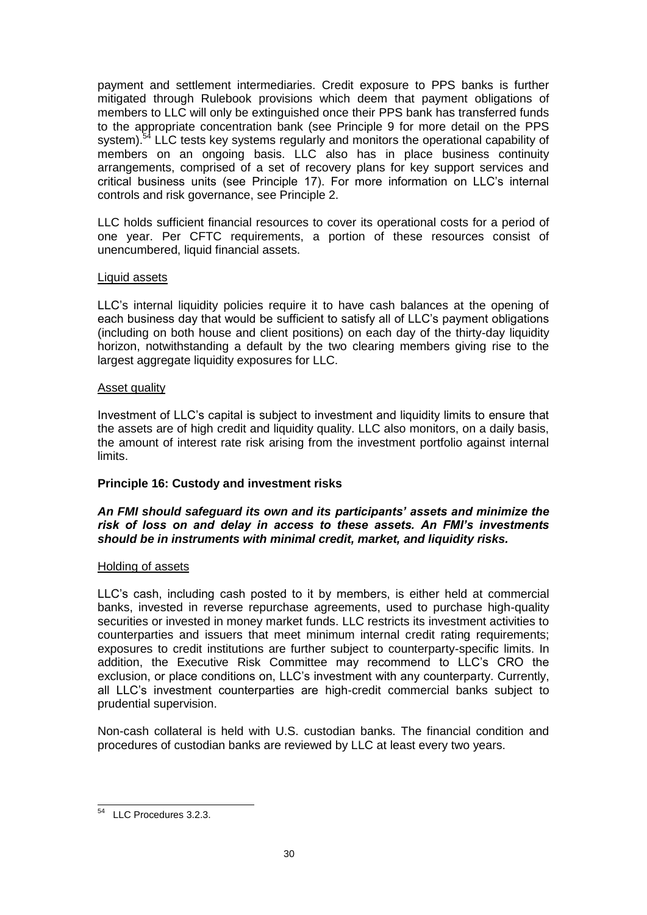payment and settlement intermediaries. Credit exposure to PPS banks is further mitigated through Rulebook provisions which deem that payment obligations of members to LLC will only be extinguished once their PPS bank has transferred funds to the appropriate concentration bank (see Principle 9 for more detail on the PPS system).[54] LLC tests key systems regularly and monitors the operational capability of members on an ongoing basis. LLC also has in place business continuity arrangements, comprised of a set of recovery plans for key support services and critical business units (see Principle 17). For more information on LLC's internal controls and risk governance, see Principle 2.

LLC holds sufficient financial resources to cover its operational costs for a period of one year. Per CFTC requirements, a portion of these resources consist of unencumbered, liquid financial assets.

Liquid assets

LLC's internal liquidity policies require it to have cash balances at the opening of each business day that would be sufficient to satisfy all of LLC's payment obligations (including on both house and client positions) on each day of the thirty-day liquidity horizon, notwithstanding a default by the two clearing members giving rise to the largest aggregate liquidity exposures for LLC.

Asset quality

Investment of LLC's capital is subject to investment and liquidity limits to ensure that the assets are of high credit and liquidity quality. LLC also monitors, on a daily basis, the amount of interest rate risk arising from the investment portfolio against internal limits.

**Principle 16: Custody and investment risks**

***An FMI should safeguard its own and its participants' assets and minimize the risk of loss on and delay in access to these assets. An FMI's investments should be in instruments with minimal credit, market, and liquidity risks.***

Holding of assets

LLC's cash, including cash posted to it by members, is either held at commercial banks, invested in reverse repurchase agreements, used to purchase high-quality securities or invested in money market funds. LLC restricts its investment activities to counterparties and issuers that meet minimum internal credit rating requirements; exposures to credit institutions are further subject to counterparty-specific limits. In addition, the Executive Risk Committee may recommend to LLC's CRO the exclusion, or place conditions on, LLC's investment with any counterparty. Currently, all LLC's investment counterparties are high-credit commercial banks subject to prudential supervision.

Non-cash collateral is held with U.S. custodian banks. The financial condition and procedures of custodian banks are reviewed by LLC at least every two years.

---

[54] LLC Procedures 3.2.3.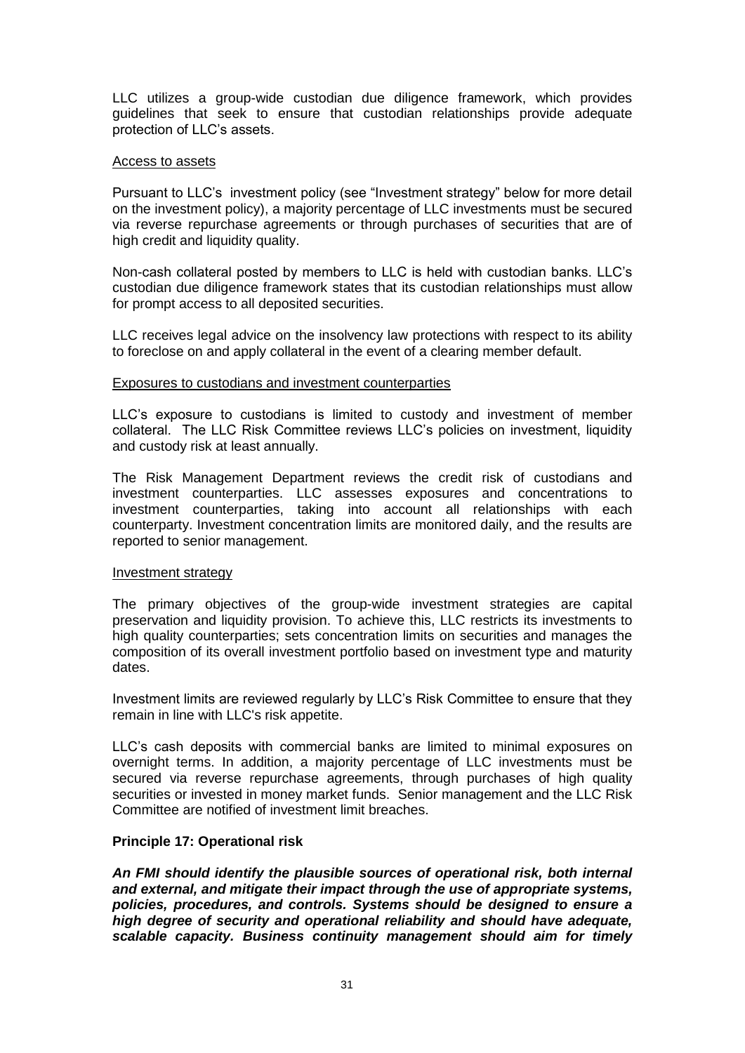LLC utilizes a group-wide custodian due diligence framework, which provides guidelines that seek to ensure that custodian relationships provide adequate protection of LLC's assets.

Access to assets

Pursuant to LLC's investment policy (see "Investment strategy" below for more detail on the investment policy), a majority percentage of LLC investments must be secured via reverse repurchase agreements or through purchases of securities that are of high credit and liquidity quality.

Non-cash collateral posted by members to LLC is held with custodian banks. LLC's custodian due diligence framework states that its custodian relationships must allow for prompt access to all deposited securities.

LLC receives legal advice on the insolvency law protections with respect to its ability to foreclose on and apply collateral in the event of a clearing member default.

Exposures to custodians and investment counterparties

LLC's exposure to custodians is limited to custody and investment of member collateral. The LLC Risk Committee reviews LLC's policies on investment, liquidity and custody risk at least annually.

The Risk Management Department reviews the credit risk of custodians and investment counterparties. LLC assesses exposures and concentrations to investment counterparties, taking into account all relationships with each counterparty. Investment concentration limits are monitored daily, and the results are reported to senior management.

Investment strategy

The primary objectives of the group-wide investment strategies are capital preservation and liquidity provision. To achieve this, LLC restricts its investments to high quality counterparties; sets concentration limits on securities and manages the composition of its overall investment portfolio based on investment type and maturity dates.

Investment limits are reviewed regularly by LLC's Risk Committee to ensure that they remain in line with LLC's risk appetite.

LLC's cash deposits with commercial banks are limited to minimal exposures on overnight terms. In addition, a majority percentage of LLC investments must be secured via reverse repurchase agreements, through purchases of high quality securities or invested in money market funds. Senior management and the LLC Risk Committee are notified of investment limit breaches.

**Principle 17: Operational risk**

***An FMI should identify the plausible sources of operational risk, both internal and external, and mitigate their impact through the use of appropriate systems, policies, procedures, and controls. Systems should be designed to ensure a high degree of security and operational reliability and should have adequate, scalable capacity. Business continuity management should aim for timely***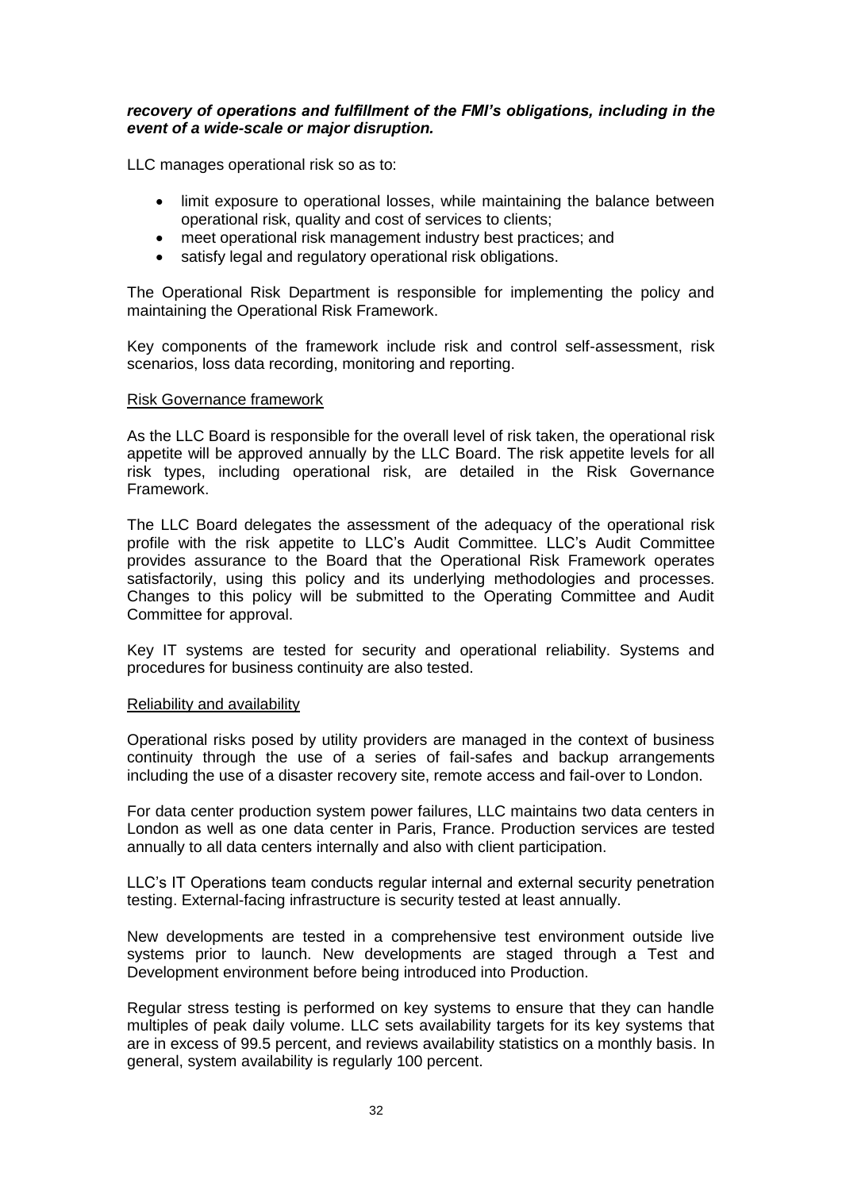***recovery of operations and fulfillment of the FMI's obligations, including in the event of a wide-scale or major disruption.***

LLC manages operational risk so as to:

- limit exposure to operational losses, while maintaining the balance between operational risk, quality and cost of services to clients;
- meet operational risk management industry best practices; and
- satisfy legal and regulatory operational risk obligations.

The Operational Risk Department is responsible for implementing the policy and maintaining the Operational Risk Framework.

Key components of the framework include risk and control self-assessment, risk scenarios, loss data recording, monitoring and reporting.

<u>Risk Governance framework</u>

As the LLC Board is responsible for the overall level of risk taken, the operational risk appetite will be approved annually by the LLC Board. The risk appetite levels for all risk types, including operational risk, are detailed in the Risk Governance Framework.

The LLC Board delegates the assessment of the adequacy of the operational risk profile with the risk appetite to LLC's Audit Committee. LLC's Audit Committee provides assurance to the Board that the Operational Risk Framework operates satisfactorily, using this policy and its underlying methodologies and processes. Changes to this policy will be submitted to the Operating Committee and Audit Committee for approval.

Key IT systems are tested for security and operational reliability. Systems and procedures for business continuity are also tested.

<u>Reliability and availability</u>

Operational risks posed by utility providers are managed in the context of business continuity through the use of a series of fail-safes and backup arrangements including the use of a disaster recovery site, remote access and fail-over to London.

For data center production system power failures, LLC maintains two data centers in London as well as one data center in Paris, France. Production services are tested annually to all data centers internally and also with client participation.

LLC's IT Operations team conducts regular internal and external security penetration testing. External-facing infrastructure is security tested at least annually.

New developments are tested in a comprehensive test environment outside live systems prior to launch. New developments are staged through a Test and Development environment before being introduced into Production.

Regular stress testing is performed on key systems to ensure that they can handle multiples of peak daily volume. LLC sets availability targets for its key systems that are in excess of 99.5 percent, and reviews availability statistics on a monthly basis. In general, system availability is regularly 100 percent.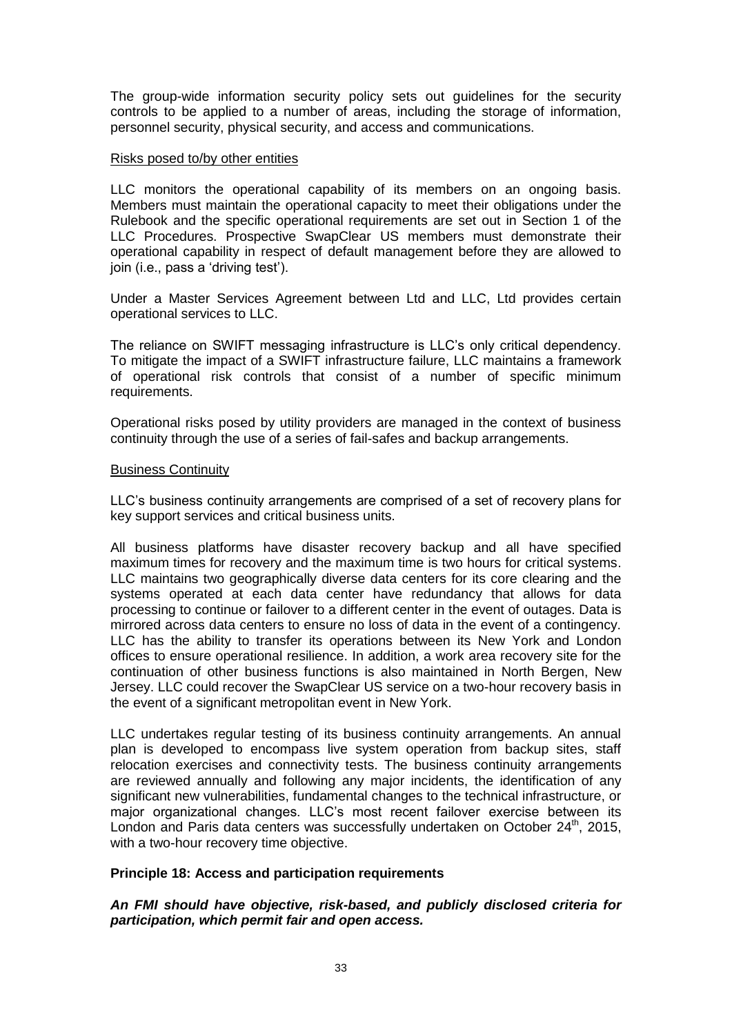The group-wide information security policy sets out guidelines for the security controls to be applied to a number of areas, including the storage of information, personnel security, physical security, and access and communications.

Risks posed to/by other entities

LLC monitors the operational capability of its members on an ongoing basis. Members must maintain the operational capacity to meet their obligations under the Rulebook and the specific operational requirements are set out in Section 1 of the LLC Procedures. Prospective SwapClear US members must demonstrate their operational capability in respect of default management before they are allowed to join (i.e., pass a 'driving test').

Under a Master Services Agreement between Ltd and LLC, Ltd provides certain operational services to LLC.

The reliance on SWIFT messaging infrastructure is LLC's only critical dependency. To mitigate the impact of a SWIFT infrastructure failure, LLC maintains a framework of operational risk controls that consist of a number of specific minimum requirements.

Operational risks posed by utility providers are managed in the context of business continuity through the use of a series of fail-safes and backup arrangements.

Business Continuity

LLC's business continuity arrangements are comprised of a set of recovery plans for key support services and critical business units.

All business platforms have disaster recovery backup and all have specified maximum times for recovery and the maximum time is two hours for critical systems. LLC maintains two geographically diverse data centers for its core clearing and the systems operated at each data center have redundancy that allows for data processing to continue or failover to a different center in the event of outages. Data is mirrored across data centers to ensure no loss of data in the event of a contingency. LLC has the ability to transfer its operations between its New York and London offices to ensure operational resilience. In addition, a work area recovery site for the continuation of other business functions is also maintained in North Bergen, New Jersey. LLC could recover the SwapClear US service on a two-hour recovery basis in the event of a significant metropolitan event in New York.

LLC undertakes regular testing of its business continuity arrangements. An annual plan is developed to encompass live system operation from backup sites, staff relocation exercises and connectivity tests. The business continuity arrangements are reviewed annually and following any major incidents, the identification of any significant new vulnerabilities, fundamental changes to the technical infrastructure, or major organizational changes. LLC's most recent failover exercise between its London and Paris data centers was successfully undertaken on October 24th, 2015, with a two-hour recovery time objective.

**Principle 18: Access and participation requirements**

***An FMI should have objective, risk-based, and publicly disclosed criteria for participation, which permit fair and open access.***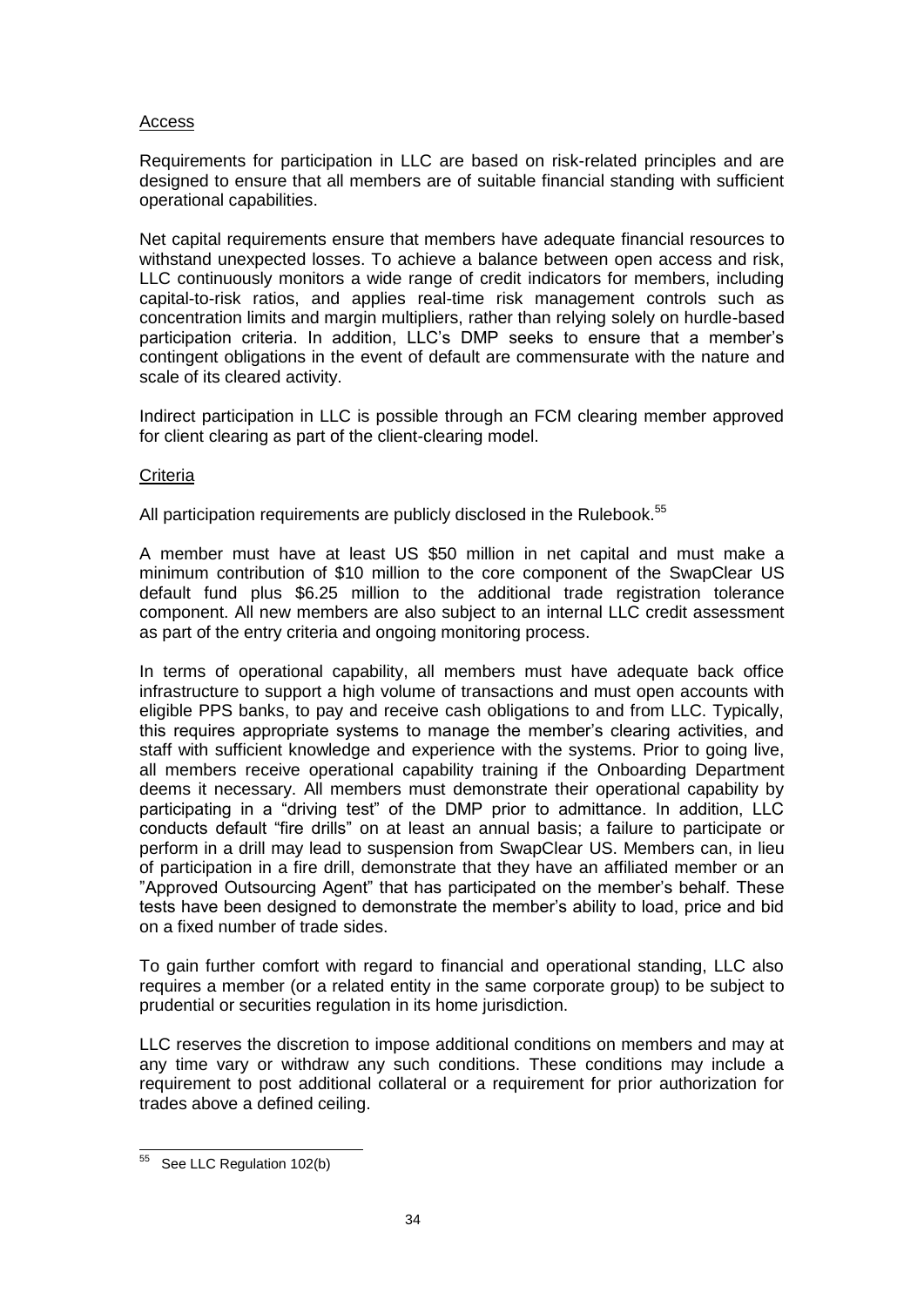Access

Requirements for participation in LLC are based on risk-related principles and are designed to ensure that all members are of suitable financial standing with sufficient operational capabilities.

Net capital requirements ensure that members have adequate financial resources to withstand unexpected losses. To achieve a balance between open access and risk, LLC continuously monitors a wide range of credit indicators for members, including capital-to-risk ratios, and applies real-time risk management controls such as concentration limits and margin multipliers, rather than relying solely on hurdle-based participation criteria. In addition, LLC's DMP seeks to ensure that a member's contingent obligations in the event of default are commensurate with the nature and scale of its cleared activity.

Indirect participation in LLC is possible through an FCM clearing member approved for client clearing as part of the client-clearing model.

Criteria

All participation requirements are publicly disclosed in the Rulebook.[55]

A member must have at least US $50 million in net capital and must make a minimum contribution of $10 million to the core component of the SwapClear US default fund plus $6.25 million to the additional trade registration tolerance component. All new members are also subject to an internal LLC credit assessment as part of the entry criteria and ongoing monitoring process.

In terms of operational capability, all members must have adequate back office infrastructure to support a high volume of transactions and must open accounts with eligible PPS banks, to pay and receive cash obligations to and from LLC. Typically, this requires appropriate systems to manage the member's clearing activities, and staff with sufficient knowledge and experience with the systems. Prior to going live, all members receive operational capability training if the Onboarding Department deems it necessary. All members must demonstrate their operational capability by participating in a "driving test" of the DMP prior to admittance. In addition, LLC conducts default "fire drills" on at least an annual basis; a failure to participate or perform in a drill may lead to suspension from SwapClear US. Members can, in lieu of participation in a fire drill, demonstrate that they have an affiliated member or an "Approved Outsourcing Agent" that has participated on the member's behalf. These tests have been designed to demonstrate the member's ability to load, price and bid on a fixed number of trade sides.

To gain further comfort with regard to financial and operational standing, LLC also requires a member (or a related entity in the same corporate group) to be subject to prudential or securities regulation in its home jurisdiction.

LLC reserves the discretion to impose additional conditions on members and may at any time vary or withdraw any such conditions. These conditions may include a requirement to post additional collateral or a requirement for prior authorization for trades above a defined ceiling.

---

[55] See LLC Regulation 102(b)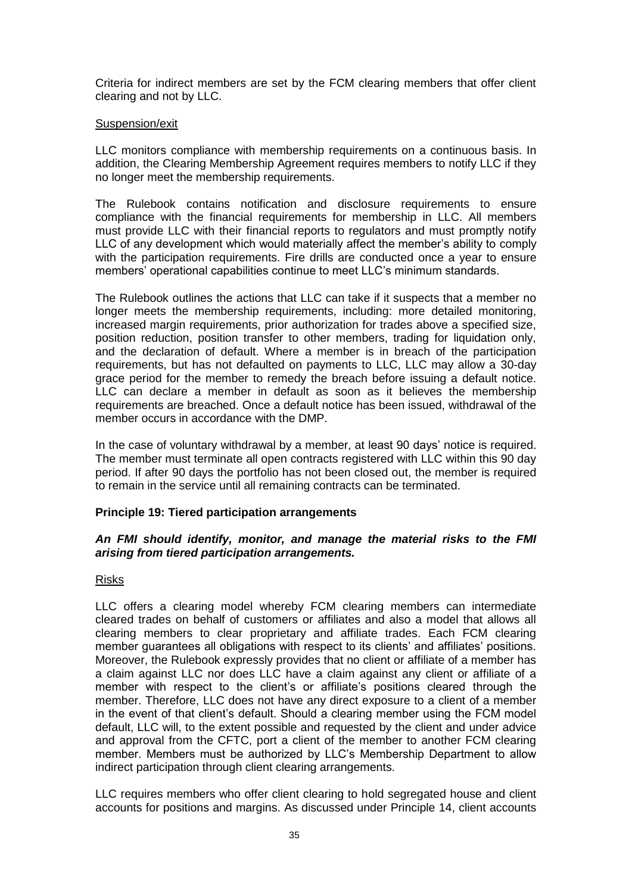Criteria for indirect members are set by the FCM clearing members that offer client clearing and not by LLC.

Suspension/exit

LLC monitors compliance with membership requirements on a continuous basis. In addition, the Clearing Membership Agreement requires members to notify LLC if they no longer meet the membership requirements.

The Rulebook contains notification and disclosure requirements to ensure compliance with the financial requirements for membership in LLC. All members must provide LLC with their financial reports to regulators and must promptly notify LLC of any development which would materially affect the member's ability to comply with the participation requirements. Fire drills are conducted once a year to ensure members' operational capabilities continue to meet LLC's minimum standards.

The Rulebook outlines the actions that LLC can take if it suspects that a member no longer meets the membership requirements, including: more detailed monitoring, increased margin requirements, prior authorization for trades above a specified size, position reduction, position transfer to other members, trading for liquidation only, and the declaration of default. Where a member is in breach of the participation requirements, but has not defaulted on payments to LLC, LLC may allow a 30-day grace period for the member to remedy the breach before issuing a default notice. LLC can declare a member in default as soon as it believes the membership requirements are breached. Once a default notice has been issued, withdrawal of the member occurs in accordance with the DMP.

In the case of voluntary withdrawal by a member, at least 90 days' notice is required. The member must terminate all open contracts registered with LLC within this 90 day period. If after 90 days the portfolio has not been closed out, the member is required to remain in the service until all remaining contracts can be terminated.

**Principle 19: Tiered participation arrangements**

***An FMI should identify, monitor, and manage the material risks to the FMI arising from tiered participation arrangements.***

Risks

LLC offers a clearing model whereby FCM clearing members can intermediate cleared trades on behalf of customers or affiliates and also a model that allows all clearing members to clear proprietary and affiliate trades. Each FCM clearing member guarantees all obligations with respect to its clients' and affiliates' positions. Moreover, the Rulebook expressly provides that no client or affiliate of a member has a claim against LLC nor does LLC have a claim against any client or affiliate of a member with respect to the client's or affiliate's positions cleared through the member. Therefore, LLC does not have any direct exposure to a client of a member in the event of that client's default. Should a clearing member using the FCM model default, LLC will, to the extent possible and requested by the client and under advice and approval from the CFTC, port a client of the member to another FCM clearing member. Members must be authorized by LLC's Membership Department to allow indirect participation through client clearing arrangements.

LLC requires members who offer client clearing to hold segregated house and client accounts for positions and margins. As discussed under Principle 14, client accounts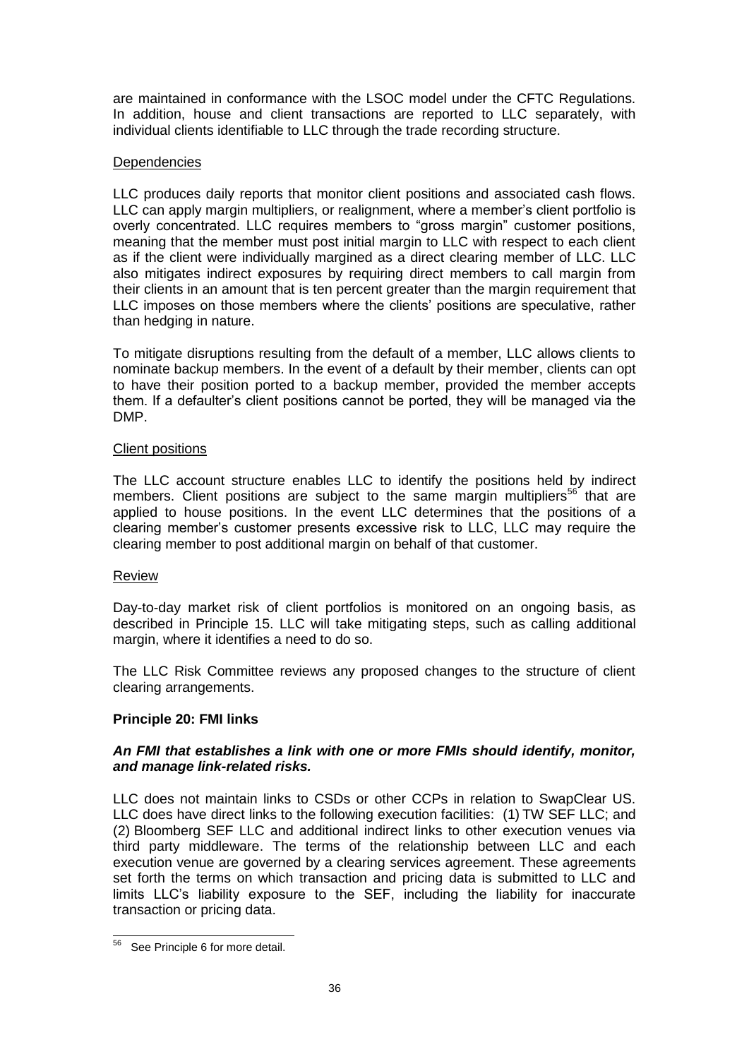are maintained in conformance with the LSOC model under the CFTC Regulations. In addition, house and client transactions are reported to LLC separately, with individual clients identifiable to LLC through the trade recording structure.

Dependencies

LLC produces daily reports that monitor client positions and associated cash flows. LLC can apply margin multipliers, or realignment, where a member's client portfolio is overly concentrated. LLC requires members to "gross margin" customer positions, meaning that the member must post initial margin to LLC with respect to each client as if the client were individually margined as a direct clearing member of LLC. LLC also mitigates indirect exposures by requiring direct members to call margin from their clients in an amount that is ten percent greater than the margin requirement that LLC imposes on those members where the clients' positions are speculative, rather than hedging in nature.

To mitigate disruptions resulting from the default of a member, LLC allows clients to nominate backup members. In the event of a default by their member, clients can opt to have their position ported to a backup member, provided the member accepts them. If a defaulter's client positions cannot be ported, they will be managed via the DMP.

Client positions

The LLC account structure enables LLC to identify the positions held by indirect members. Client positions are subject to the same margin multipliers[56] that are applied to house positions. In the event LLC determines that the positions of a clearing member's customer presents excessive risk to LLC, LLC may require the clearing member to post additional margin on behalf of that customer.

Review

Day-to-day market risk of client portfolios is monitored on an ongoing basis, as described in Principle 15. LLC will take mitigating steps, such as calling additional margin, where it identifies a need to do so.

The LLC Risk Committee reviews any proposed changes to the structure of client clearing arrangements.

**Principle 20: FMI links**

***An FMI that establishes a link with one or more FMIs should identify, monitor, and manage link-related risks.***

LLC does not maintain links to CSDs or other CCPs in relation to SwapClear US. LLC does have direct links to the following execution facilities: (1) TW SEF LLC; and (2) Bloomberg SEF LLC and additional indirect links to other execution venues via third party middleware. The terms of the relationship between LLC and each execution venue are governed by a clearing services agreement. These agreements set forth the terms on which transaction and pricing data is submitted to LLC and limits LLC's liability exposure to the SEF, including the liability for inaccurate transaction or pricing data.

[56] See Principle 6 for more detail.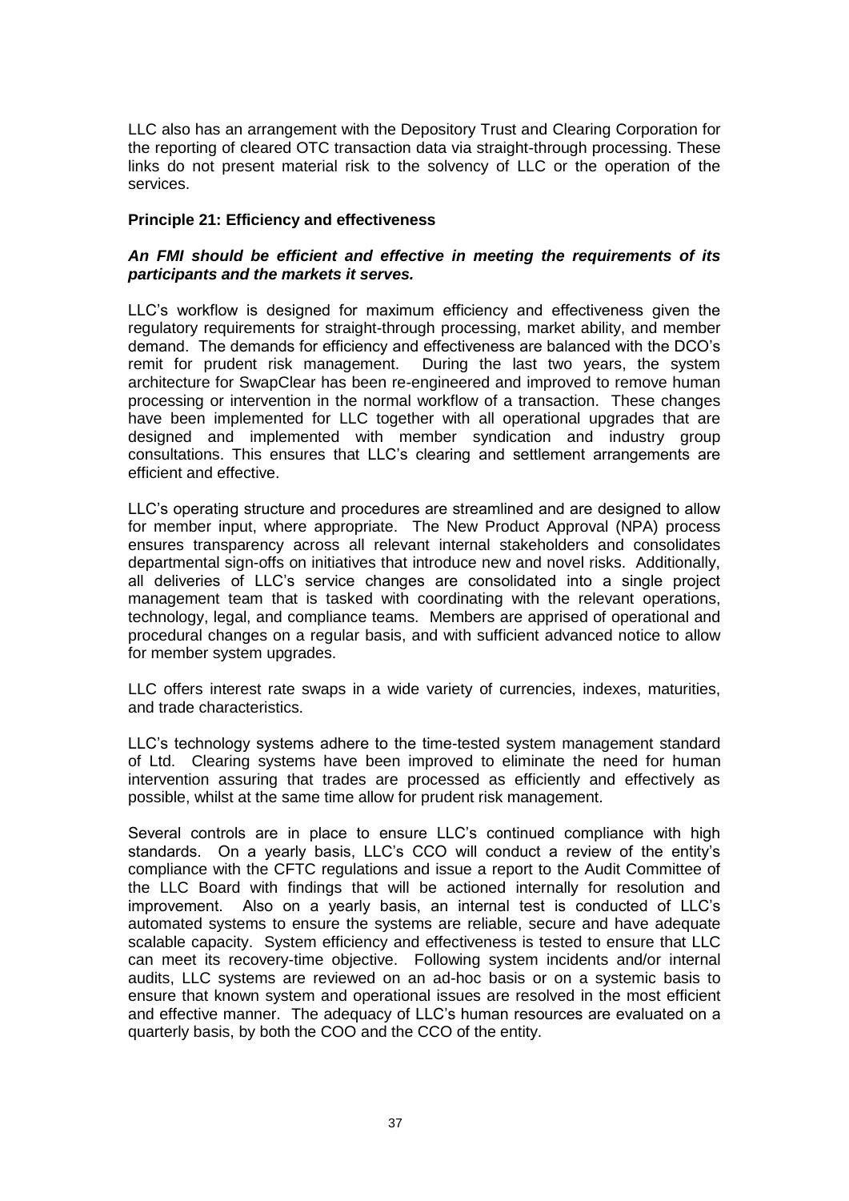LLC also has an arrangement with the Depository Trust and Clearing Corporation for the reporting of cleared OTC transaction data via straight-through processing. These links do not present material risk to the solvency of LLC or the operation of the services.

**Principle 21: Efficiency and effectiveness**

***An FMI should be efficient and effective in meeting the requirements of its participants and the markets it serves.***

LLC's workflow is designed for maximum efficiency and effectiveness given the regulatory requirements for straight-through processing, market ability, and member demand. The demands for efficiency and effectiveness are balanced with the DCO's remit for prudent risk management. During the last two years, the system architecture for SwapClear has been re-engineered and improved to remove human processing or intervention in the normal workflow of a transaction. These changes have been implemented for LLC together with all operational upgrades that are designed and implemented with member syndication and industry group consultations. This ensures that LLC's clearing and settlement arrangements are efficient and effective.

LLC's operating structure and procedures are streamlined and are designed to allow for member input, where appropriate. The New Product Approval (NPA) process ensures transparency across all relevant internal stakeholders and consolidates departmental sign-offs on initiatives that introduce new and novel risks. Additionally, all deliveries of LLC's service changes are consolidated into a single project management team that is tasked with coordinating with the relevant operations, technology, legal, and compliance teams. Members are apprised of operational and procedural changes on a regular basis, and with sufficient advanced notice to allow for member system upgrades.

LLC offers interest rate swaps in a wide variety of currencies, indexes, maturities, and trade characteristics.

LLC's technology systems adhere to the time-tested system management standard of Ltd. Clearing systems have been improved to eliminate the need for human intervention assuring that trades are processed as efficiently and effectively as possible, whilst at the same time allow for prudent risk management.

Several controls are in place to ensure LLC's continued compliance with high standards. On a yearly basis, LLC's CCO will conduct a review of the entity's compliance with the CFTC regulations and issue a report to the Audit Committee of the LLC Board with findings that will be actioned internally for resolution and improvement. Also on a yearly basis, an internal test is conducted of LLC's automated systems to ensure the systems are reliable, secure and have adequate scalable capacity. System efficiency and effectiveness is tested to ensure that LLC can meet its recovery-time objective. Following system incidents and/or internal audits, LLC systems are reviewed on an ad-hoc basis or on a systemic basis to ensure that known system and operational issues are resolved in the most efficient and effective manner. The adequacy of LLC's human resources are evaluated on a quarterly basis, by both the COO and the CCO of the entity.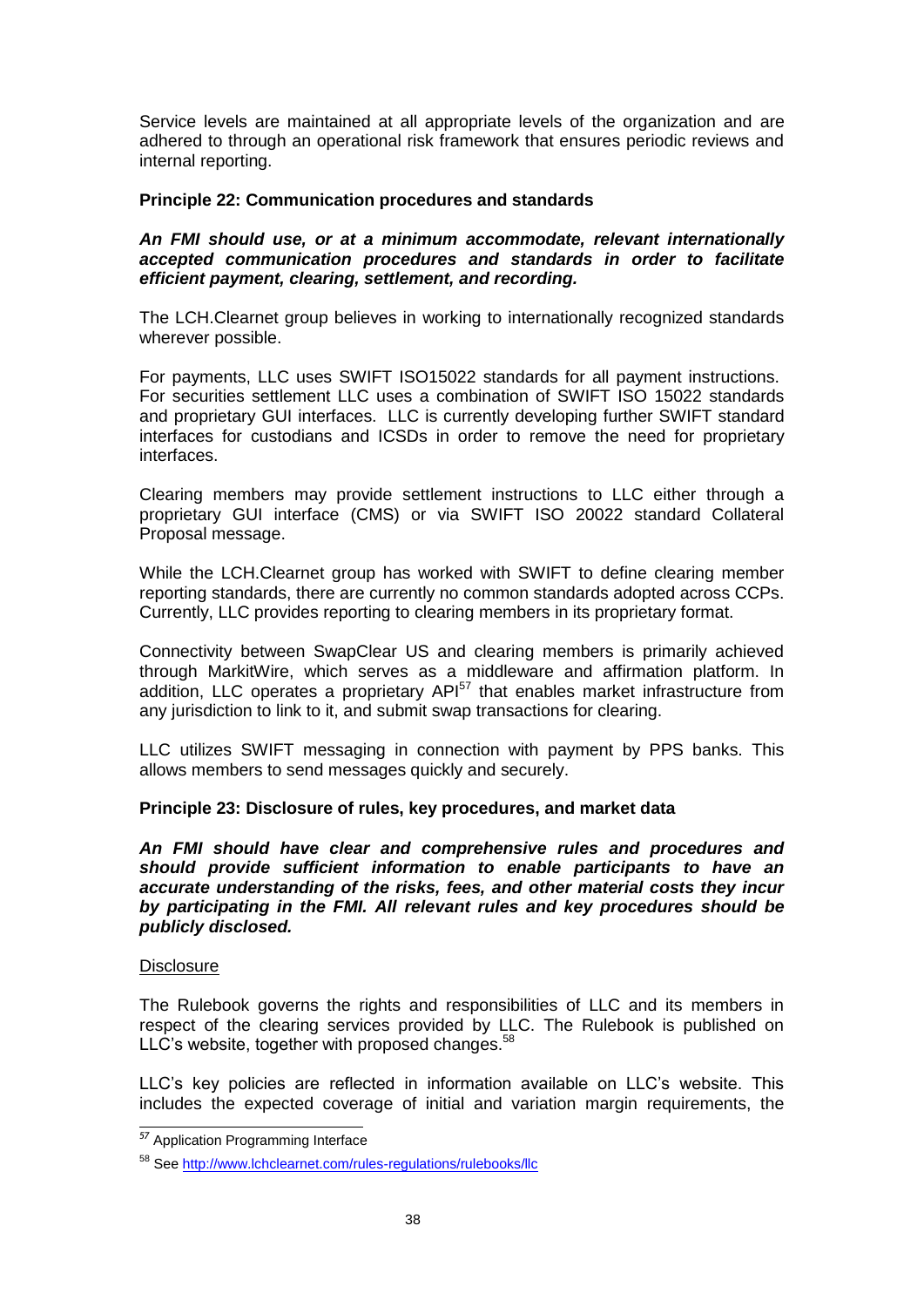Service levels are maintained at all appropriate levels of the organization and are adhered to through an operational risk framework that ensures periodic reviews and internal reporting.

**Principle 22: Communication procedures and standards**

***An FMI should use, or at a minimum accommodate, relevant internationally accepted communication procedures and standards in order to facilitate efficient payment, clearing, settlement, and recording.***

The LCH.Clearnet group believes in working to internationally recognized standards wherever possible.

For payments, LLC uses SWIFT ISO15022 standards for all payment instructions. For securities settlement LLC uses a combination of SWIFT ISO 15022 standards and proprietary GUI interfaces. LLC is currently developing further SWIFT standard interfaces for custodians and ICSDs in order to remove the need for proprietary interfaces.

Clearing members may provide settlement instructions to LLC either through a proprietary GUI interface (CMS) or via SWIFT ISO 20022 standard Collateral Proposal message.

While the LCH.Clearnet group has worked with SWIFT to define clearing member reporting standards, there are currently no common standards adopted across CCPs. Currently, LLC provides reporting to clearing members in its proprietary format.

Connectivity between SwapClear US and clearing members is primarily achieved through MarkitWire, which serves as a middleware and affirmation platform. In addition, LLC operates a proprietary API[57] that enables market infrastructure from any jurisdiction to link to it, and submit swap transactions for clearing.

LLC utilizes SWIFT messaging in connection with payment by PPS banks. This allows members to send messages quickly and securely.

**Principle 23: Disclosure of rules, key procedures, and market data**

***An FMI should have clear and comprehensive rules and procedures and should provide sufficient information to enable participants to have an accurate understanding of the risks, fees, and other material costs they incur by participating in the FMI. All relevant rules and key procedures should be publicly disclosed.***

<u>Disclosure</u>

The Rulebook governs the rights and responsibilities of LLC and its members in respect of the clearing services provided by LLC. The Rulebook is published on LLC's website, together with proposed changes.[58]

LLC's key policies are reflected in information available on LLC's website. This includes the expected coverage of initial and variation margin requirements, the

---

[57] Application Programming Interface

[58] See http://www.lchclearnet.com/rules-regulations/rulebooks/llc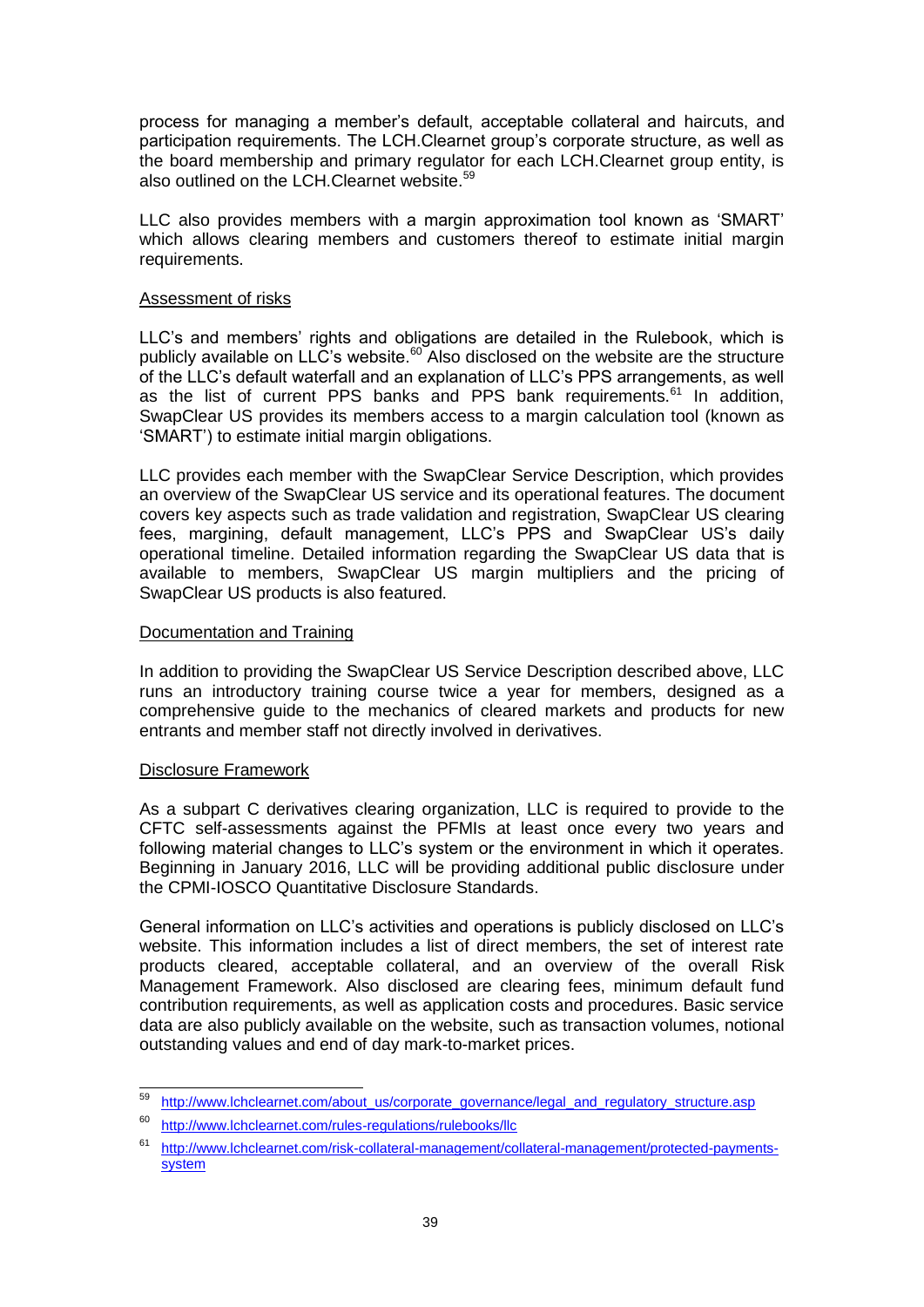process for managing a member's default, acceptable collateral and haircuts, and participation requirements. The LCH.Clearnet group's corporate structure, as well as the board membership and primary regulator for each LCH.Clearnet group entity, is also outlined on the LCH.Clearnet website.[59]

LLC also provides members with a margin approximation tool known as 'SMART' which allows clearing members and customers thereof to estimate initial margin requirements.

Assessment of risks

LLC's and members' rights and obligations are detailed in the Rulebook, which is publicly available on LLC's website.[60] Also disclosed on the website are the structure of the LLC's default waterfall and an explanation of LLC's PPS arrangements, as well as the list of current PPS banks and PPS bank requirements.[61] In addition, SwapClear US provides its members access to a margin calculation tool (known as 'SMART') to estimate initial margin obligations.

LLC provides each member with the SwapClear Service Description, which provides an overview of the SwapClear US service and its operational features. The document covers key aspects such as trade validation and registration, SwapClear US clearing fees, margining, default management, LLC's PPS and SwapClear US's daily operational timeline. Detailed information regarding the SwapClear US data that is available to members, SwapClear US margin multipliers and the pricing of SwapClear US products is also featured.

Documentation and Training

In addition to providing the SwapClear US Service Description described above, LLC runs an introductory training course twice a year for members, designed as a comprehensive guide to the mechanics of cleared markets and products for new entrants and member staff not directly involved in derivatives.

Disclosure Framework

As a subpart C derivatives clearing organization, LLC is required to provide to the CFTC self-assessments against the PFMIs at least once every two years and following material changes to LLC's system or the environment in which it operates. Beginning in January 2016, LLC will be providing additional public disclosure under the CPMI-IOSCO Quantitative Disclosure Standards.

General information on LLC's activities and operations is publicly disclosed on LLC's website. This information includes a list of direct members, the set of interest rate products cleared, acceptable collateral, and an overview of the overall Risk Management Framework. Also disclosed are clearing fees, minimum default fund contribution requirements, as well as application costs and procedures. Basic service data are also publicly available on the website, such as transaction volumes, notional outstanding values and end of day mark-to-market prices.

---

[59] http://www.lchclearnet.com/about_us/corporate_governance/legal_and_regulatory_structure.asp

[60] http://www.lchclearnet.com/rules-regulations/rulebooks/llc

[61] http://www.lchclearnet.com/risk-collateral-management/collateral-management/protected-payments-system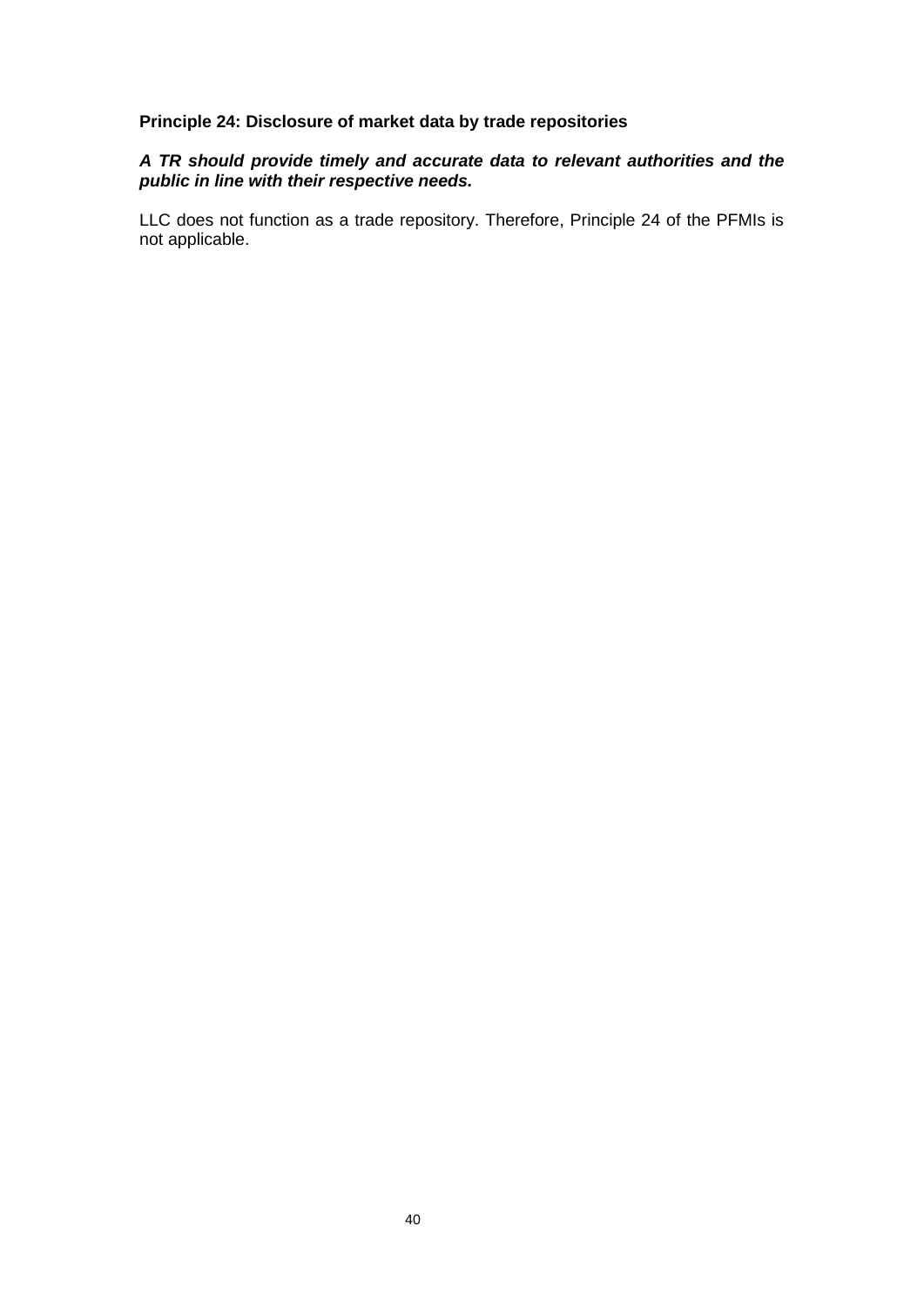**Principle 24: Disclosure of market data by trade repositories**

***A TR should provide timely and accurate data to relevant authorities and the public in line with their respective needs.***

LLC does not function as a trade repository. Therefore, Principle 24 of the PFMIs is not applicable.